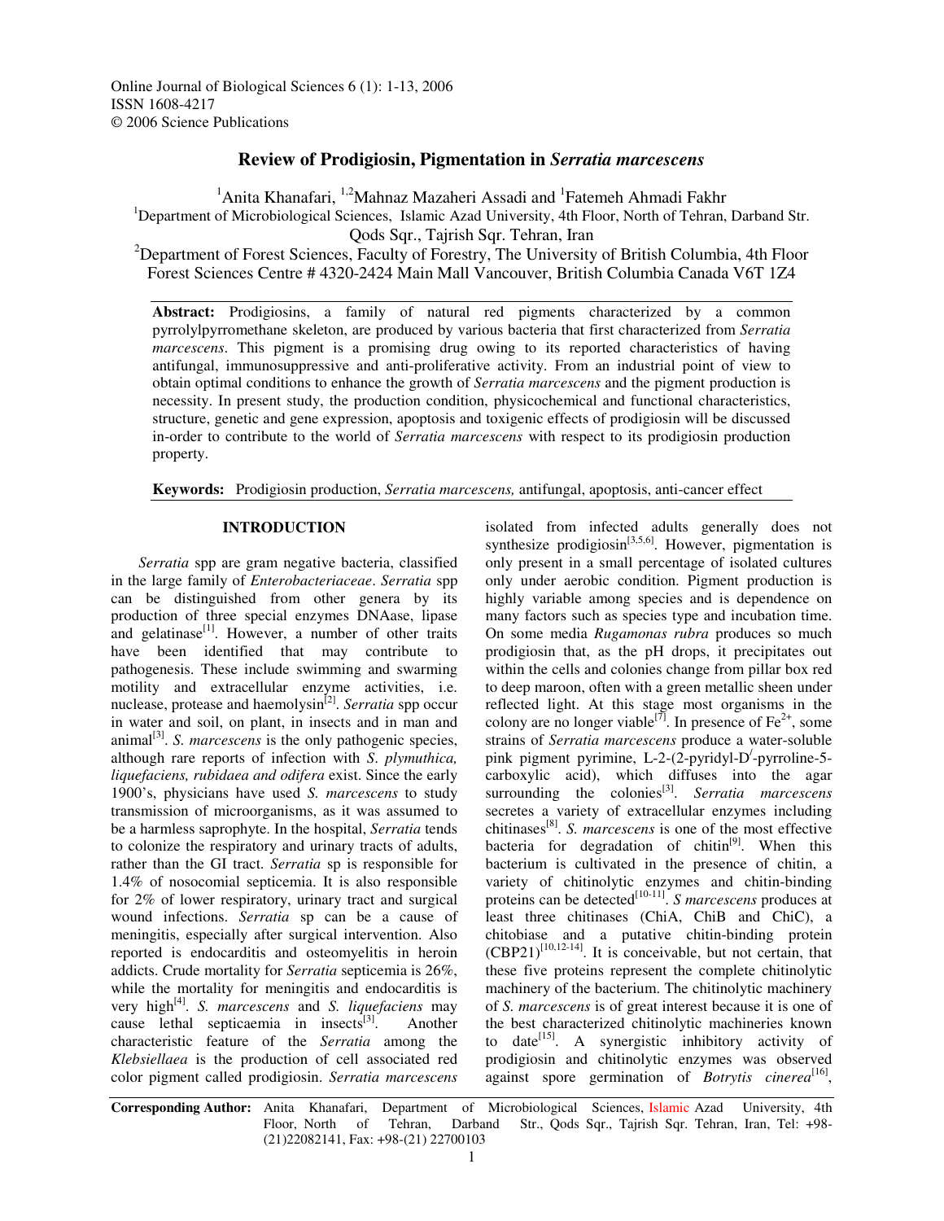Online Journal of Biological Sciences 6 (1): 1-13, 2006
ISSN 1608-4217
© 2006 Science Publications

# Review of Prodigiosin, Pigmentation in *Serratia marcescens*

Anita Khanafari[1], Mahnaz Mazaheri Assadi[1,2] and Fatemeh Ahmadi Fakhr[1]

[1]Department of Microbiological Sciences, Islamic Azad University, 4th Floor, North of Tehran, Darband Str. Qods Sqr., Tajrish Sqr. Tehran, Iran

[2]Department of Forest Sciences, Faculty of Forestry, The University of British Columbia, 4th Floor Forest Sciences Centre # 4320-2424 Main Mall Vancouver, British Columbia Canada V6T 1Z4

**Abstract:** Prodigiosins, a family of natural red pigments characterized by a common pyrrolylpyrromethane skeleton, are produced by various bacteria that first characterized from *Serratia marcescens*. This pigment is a promising drug owing to its reported characteristics of having antifungal, immunosuppressive and anti-proliferative activity. From an industrial point of view to obtain optimal conditions to enhance the growth of *Serratia marcescens* and the pigment production is necessity. In present study, the production condition, physicochemical and functional characteristics, structure, genetic and gene expression, apoptosis and toxigenic effects of prodigiosin will be discussed in-order to contribute to the world of *Serratia marcescens* with respect to its prodigiosin production property.

**Keywords:** Prodigiosin production, *Serratia marcescens,* antifungal, apoptosis, anti-cancer effect

## INTRODUCTION

*Serratia* spp are gram negative bacteria, classified in the large family of *Enterobacteriaceae*. *Serratia* spp can be distinguished from other genera by its production of three special enzymes DNAase, lipase and gelatinase[1]. However, a number of other traits have been identified that may contribute to pathogenesis. These include swimming and swarming motility and extracellular enzyme activities, i.e. nuclease, protease and haemolysin[2]. *Serratia* spp occur in water and soil, on plant, in insects and in man and animal[3]. *S. marcescens* is the only pathogenic species, although rare reports of infection with *S. plymuthica, liquefaciens, rubidaea and odifera* exist. Since the early 1900's, physicians have used *S. marcescens* to study transmission of microorganisms, as it was assumed to be a harmless saprophyte. In the hospital, *Serratia* tends to colonize the respiratory and urinary tracts of adults, rather than the GI tract. *Serratia* sp is responsible for 1.4% of nosocomial septicemia. It is also responsible for 2% of lower respiratory, urinary tract and surgical wound infections. *Serratia* sp can be a cause of meningitis, especially after surgical intervention. Also reported is endocarditis and osteomyelitis in heroin addicts. Crude mortality for *Serratia* septicemia is 26%, while the mortality for meningitis and endocarditis is very high[4]. *S. marcescens* and *S. liquefaciens* may cause lethal septicaemia in insects[3]. Another characteristic feature of the *Serratia* among the *Klebsiellaea* is the production of cell associated red color pigment called prodigiosin. *Serratia marcescens* isolated from infected adults generally does not synthesize prodigiosin[3,5,6]. However, pigmentation is only present in a small percentage of isolated cultures only under aerobic condition. Pigment production is highly variable among species and is dependence on many factors such as species type and incubation time. On some media *Rugamonas rubra* produces so much prodigiosin that, as the pH drops, it precipitates out within the cells and colonies change from pillar box red to deep maroon, often with a green metallic sheen under reflected light. At this stage most organisms in the colony are no longer viable[7]. In presence of $Fe^{2+}$, some strains of *Serratia marcescens* produce a water-soluble pink pigment pyrimine, L-2-(2-pyridyl-D′-pyrroline-5-carboxylic acid), which diffuses into the agar surrounding the colonies[3]. *Serratia marcescens* secretes a variety of extracellular enzymes including chitinases[8]. *S. marcescens* is one of the most effective bacteria for degradation of chitin[9]. When this bacterium is cultivated in the presence of chitin, a variety of chitinolytic enzymes and chitin-binding proteins can be detected[10-11]. *S marcescens* produces at least three chitinases (ChiA, ChiB and ChiC), a chitobiase and a putative chitin-binding protein (CBP21)[10,12-14]. It is conceivable, but not certain, that these five proteins represent the complete chitinolytic machinery of the bacterium. The chitinolytic machinery of *S. marcescens* is of great interest because it is one of the best characterized chitinolytic machineries known to date[15]. A synergistic inhibitory activity of prodigiosin and chitinolytic enzymes was observed against spore germination of *Botrytis cinerea*[16],

**Corresponding Author:** Anita Khanafari, Department of Microbiological Sciences, Islamic Azad University, 4th Floor, North of Tehran, Darband Str., Qods Sqr., Tajrish Sqr. Tehran, Iran, Tel: +98-(21)22082141, Fax: +98-(21) 22700103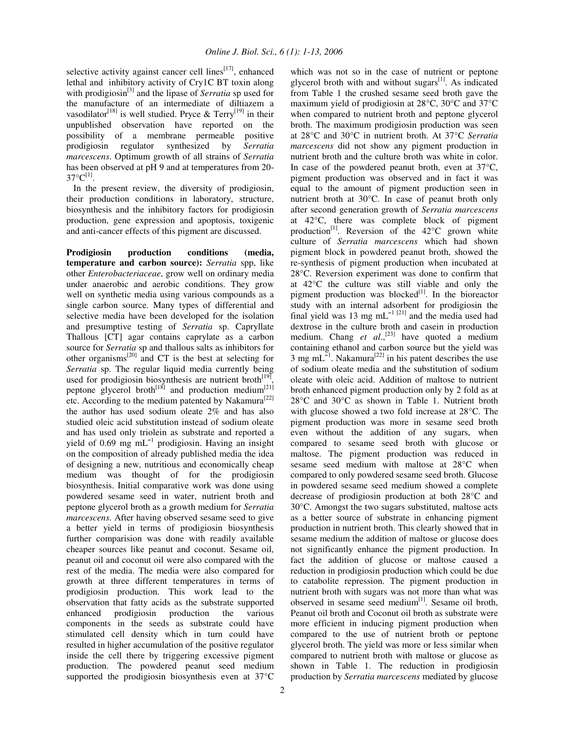selective activity against cancer cell lines[17], enhanced lethal and inhibitory activity of Cry1C BT toxin along with prodigiosin[3] and the lipase of *Serratia* sp used for the manufacture of an intermediate of diltiazem a vasodilator[18] is well studied. Pryce & Terry[19] in their unpublished observation have reported on the possibility of a membrane permeable positive prodigiosin regulator synthesized by *Serratia marcescens*. Optimum growth of all strains of *Serratia* has been observed at pH 9 and at temperatures from 20-37°C[1].

In the present review, the diversity of prodigiosin, their production conditions in laboratory, structure, biosynthesis and the inhibitory factors for prodigiosin production, gene expression and apoptosis, toxigenic and anti-cancer effects of this pigment are discussed.

**Prodigiosin production conditions (media, temperature and carbon source):** *Serratia* spp, like other *Enterobacteriaceae*, grow well on ordinary media under anaerobic and aerobic conditions. They grow well on synthetic media using various compounds as a single carbon source. Many types of differential and selective media have been developed for the isolation and presumptive testing of *Serratia* sp. Capryllate Thallous [CT] agar contains caprylate as a carbon source for *Serratia* sp and thallous salts as inhibitors for other organisms[20] and CT is the best at selecting for *Serratia* sp. The regular liquid media currently being used for prodigiosin biosynthesis are nutrient broth[19], peptone glycerol broth[18] and production medium[21] etc. According to the medium patented by Nakamura[22] the author has used sodium oleate 2% and has also studied oleic acid substitution instead of sodium oleate and has used only triolein as substrate and reported a yield of 0.69 mg mL$^{-1}$ prodigiosin. Having an insight on the composition of already published media the idea of designing a new, nutritious and economically cheap medium was thought of for the prodigiosin biosynthesis. Initial comparative work was done using powdered sesame seed in water, nutrient broth and peptone glycerol broth as a growth medium for *Serratia marcescens*. After having observed sesame seed to give a better yield in terms of prodigiosin biosynthesis further comparision was done with readily available cheaper sources like peanut and coconut. Sesame oil, peanut oil and coconut oil were also compared with the rest of the media. The media were also compared for growth at three different temperatures in terms of prodigiosin production. This work lead to the observation that fatty acids as the substrate supported enhanced prodigiosin production the various components in the seeds as substrate could have stimulated cell density which in turn could have resulted in higher accumulation of the positive regulator inside the cell there by triggering excessive pigment production. The powdered peanut seed medium supported the prodigiosin biosynthesis even at 37°C which was not so in the case of nutrient or peptone glycerol broth with and without sugars[1]. As indicated from Table 1 the crushed sesame seed broth gave the maximum yield of prodigiosin at 28°C, 30°C and 37°C when compared to nutrient broth and peptone glycerol broth. The maximum prodigiosin production was seen at 28°C and 30°C in nutrient broth. At 37°C *Serratia marcescens* did not show any pigment production in nutrient broth and the culture broth was white in color. In case of the powdered peanut broth, even at 37°C, pigment production was observed and in fact it was equal to the amount of pigment production seen in nutrient broth at 30°C. In case of peanut broth only after second generation growth of *Serratia marcescens* at 42°C, there was complete block of pigment production[1]. Reversion of the 42°C grown white culture of *Serratia marcescens* which had shown pigment block in powdered peanut broth, showed the re-synthesis of pigment production when incubated at 28°C. Reversion experiment was done to confirm that at 42°C the culture was still viable and only the pigment production was blocked[1]. In the bioreactor study with an internal adsorbent for prodigiosin the final yield was 13 mg mL$^{-1}$ [21] and the media used had dextrose in the culture broth and casein in production medium. Chang *et al*.,[23] have quoted a medium containing ethanol and carbon source but the yield was 3 mg mL$^{-1}$. Nakamura[22] in his patent describes the use of sodium oleate media and the substitution of sodium oleate with oleic acid. Addition of maltose to nutrient broth enhanced pigment production only by 2 fold as at 28°C and 30°C as shown in Table 1. Nutrient broth with glucose showed a two fold increase at 28°C. The pigment production was more in sesame seed broth even without the addition of any sugars, when compared to sesame seed broth with glucose or maltose. The pigment production was reduced in sesame seed medium with maltose at 28°C when compared to only powdered sesame seed broth. Glucose in powdered sesame seed medium showed a complete decrease of prodigiosin production at both 28°C and 30°C. Amongst the two sugars substituted, maltose acts as a better source of substrate in enhancing pigment production in nutrient broth. This clearly showed that in sesame medium the addition of maltose or glucose does not significantly enhance the pigment production. In fact the addition of glucose or maltose caused a reduction in prodigiosin production which could be due to catabolite repression. The pigment production in nutrient broth with sugars was not more than what was observed in sesame seed medium[1]. Sesame oil broth, Peanut oil broth and Coconut oil broth as substrate were more efficient in inducing pigment production when compared to the use of nutrient broth or peptone glycerol broth. The yield was more or less similar when compared to nutrient broth with maltose or glucose as shown in Table 1. The reduction in prodigiosin production by *Serratia marcescens* mediated by glucose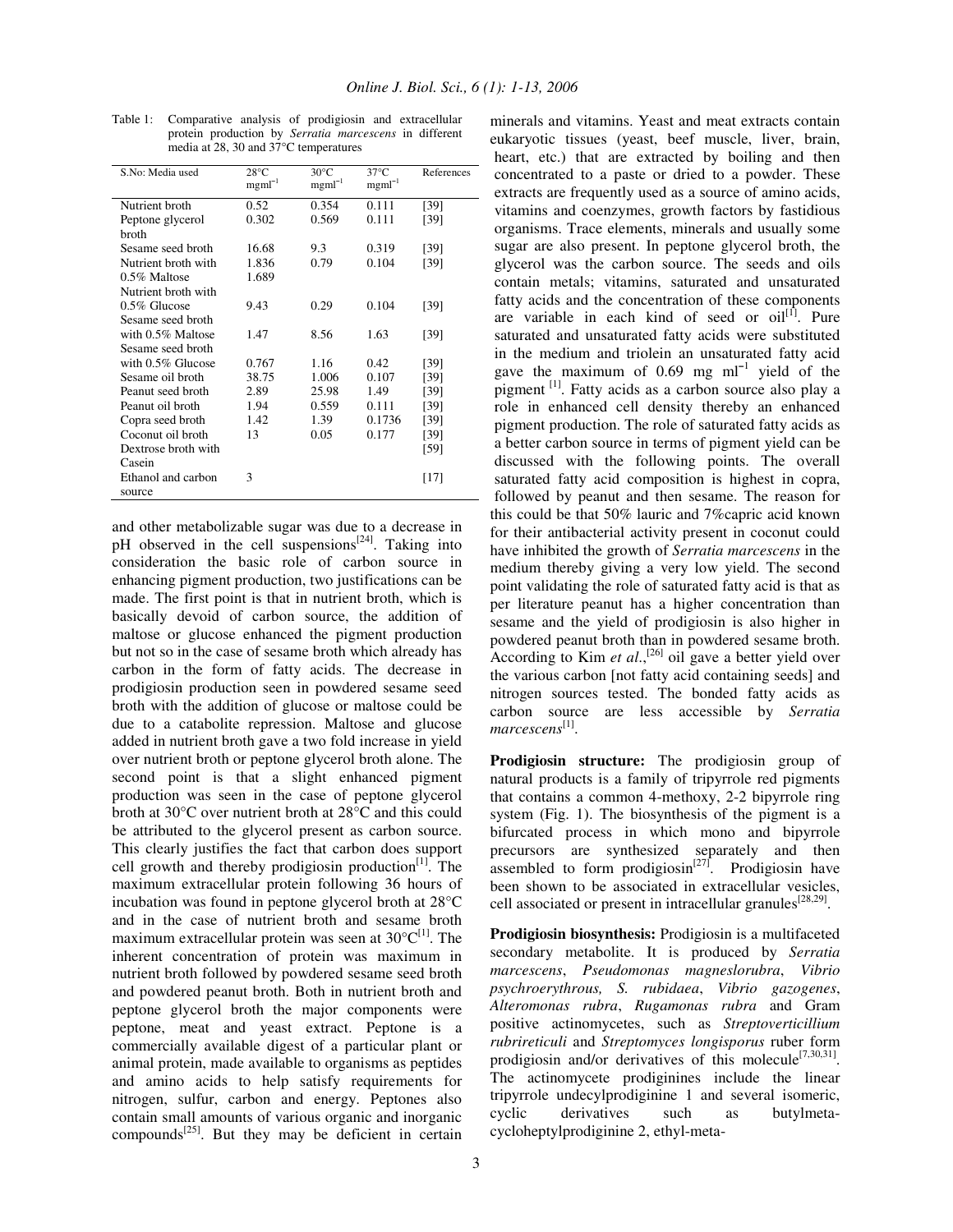Table 1: Comparative analysis of prodigiosin and extracellular protein production by *Serratia marcescens* in different media at 28, 30 and 37°C temperatures

| S.No: Media used | 28°C $mgml^{-1}$ | 30°C $mgml^{-1}$ | 37°C $mgml^{-1}$ | References |
|---|---|---|---|---|
| Nutrient broth | 0.52 | 0.354 | 0.111 | [39] |
| Peptone glycerol broth | 0.302 | 0.569 | 0.111 | [39] |
| Sesame seed broth | 16.68 | 9.3 | 0.319 | [39] |
| Nutrient broth with 0.5% Maltose | 1.836 1.689 | 0.79 | 0.104 | [39] |
| Nutrient broth with 0.5% Glucose | 9.43 | 0.29 | 0.104 | [39] |
| Sesame seed broth with 0.5% Maltose | 1.47 | 8.56 | 1.63 | [39] |
| Sesame seed broth with 0.5% Glucose | 0.767 | 1.16 | 0.42 | [39] |
| Sesame oil broth | 38.75 | 1.006 | 0.107 | [39] |
| Peanut seed broth | 2.89 | 25.98 | 1.49 | [39] |
| Peanut oil broth | 1.94 | 0.559 | 0.111 | [39] |
| Copra seed broth | 1.42 | 1.39 | 0.1736 | [39] |
| Coconut oil broth | 13 | 0.05 | 0.177 | [39] |
| Dextrose broth with Casein | | | | [59] |
| Ethanol and carbon source | 3 | | | [17] |

and other metabolizable sugar was due to a decrease in pH observed in the cell suspensions[24]. Taking into consideration the basic role of carbon source in enhancing pigment production, two justifications can be made. The first point is that in nutrient broth, which is basically devoid of carbon source, the addition of maltose or glucose enhanced the pigment production but not so in the case of sesame broth which already has carbon in the form of fatty acids. The decrease in prodigiosin production seen in powdered sesame seed broth with the addition of glucose or maltose could be due to a catabolite repression. Maltose and glucose added in nutrient broth gave a two fold increase in yield over nutrient broth or peptone glycerol broth alone. The second point is that a slight enhanced pigment production was seen in the case of peptone glycerol broth at 30°C over nutrient broth at 28°C and this could be attributed to the glycerol present as carbon source. This clearly justifies the fact that carbon does support cell growth and thereby prodigiosin production[1]. The maximum extracellular protein following 36 hours of incubation was found in peptone glycerol broth at 28°C and in the case of nutrient broth and sesame broth maximum extracellular protein was seen at 30°C[1]. The inherent concentration of protein was maximum in nutrient broth followed by powdered sesame seed broth and powdered peanut broth. Both in nutrient broth and peptone glycerol broth the major components were peptone, meat and yeast extract. Peptone is a commercially available digest of a particular plant or animal protein, made available to organisms as peptides and amino acids to help satisfy requirements for nitrogen, sulfur, carbon and energy. Peptones also contain small amounts of various organic and inorganic compounds[25]. But they may be deficient in certain minerals and vitamins. Yeast and meat extracts contain eukaryotic tissues (yeast, beef muscle, liver, brain, heart, etc.) that are extracted by boiling and then concentrated to a paste or dried to a powder. These extracts are frequently used as a source of amino acids, vitamins and coenzymes, growth factors by fastidious organisms. Trace elements, minerals and usually some sugar are also present. In peptone glycerol broth, the glycerol was the carbon source. The seeds and oils contain metals; vitamins, saturated and unsaturated fatty acids and the concentration of these components are variable in each kind of seed or oil[1]. Pure saturated and unsaturated fatty acids were substituted in the medium and triolein an unsaturated fatty acid gave the maximum of 0.69 mg $ml^{-1}$ yield of the pigment [1]. Fatty acids as a carbon source also play a role in enhanced cell density thereby an enhanced pigment production. The role of saturated fatty acids as a better carbon source in terms of pigment yield can be discussed with the following points. The overall saturated fatty acid composition is highest in copra, followed by peanut and then sesame. The reason for this could be that 50% lauric and 7%capric acid known for their antibacterial activity present in coconut could have inhibited the growth of *Serratia marcescens* in the medium thereby giving a very low yield. The second point validating the role of saturated fatty acid is that as per literature peanut has a higher concentration than sesame and the yield of prodigiosin is also higher in powdered peanut broth than in powdered sesame broth. According to Kim *et al*.,[26] oil gave a better yield over the various carbon [not fatty acid containing seeds] and nitrogen sources tested. The bonded fatty acids as carbon source are less accessible by *Serratia marcescens*[1].

**Prodigiosin structure:** The prodigiosin group of natural products is a family of tripyrrole red pigments that contains a common 4-methoxy, 2-2 bipyrrole ring system (Fig. 1). The biosynthesis of the pigment is a bifurcated process in which mono and bipyrrole precursors are synthesized separately and then assembled to form prodigiosin[27]. Prodigiosin have been shown to be associated in extracellular vesicles, cell associated or present in intracellular granules[28,29].

**Prodigiosin biosynthesis:** Prodigiosin is a multifaceted secondary metabolite. It is produced by *Serratia marcescens*, *Pseudomonas magneslorubra*, *Vibrio psychroerythrous, S. rubidaea*, *Vibrio gazogenes*, *Alteromonas rubra*, *Rugamonas rubra* and Gram positive actinomycetes, such as *Streptoverticillium rubrireticuli* and *Streptomyces longisporus* ruber form prodigiosin and/or derivatives of this molecule[7,30,31]. The actinomycete prodiginines include the linear tripyrrole undecylprodiginine 1 and several isomeric, cyclic derivatives such as butylmeta-cycloheptylprodiginine 2, ethyl-meta-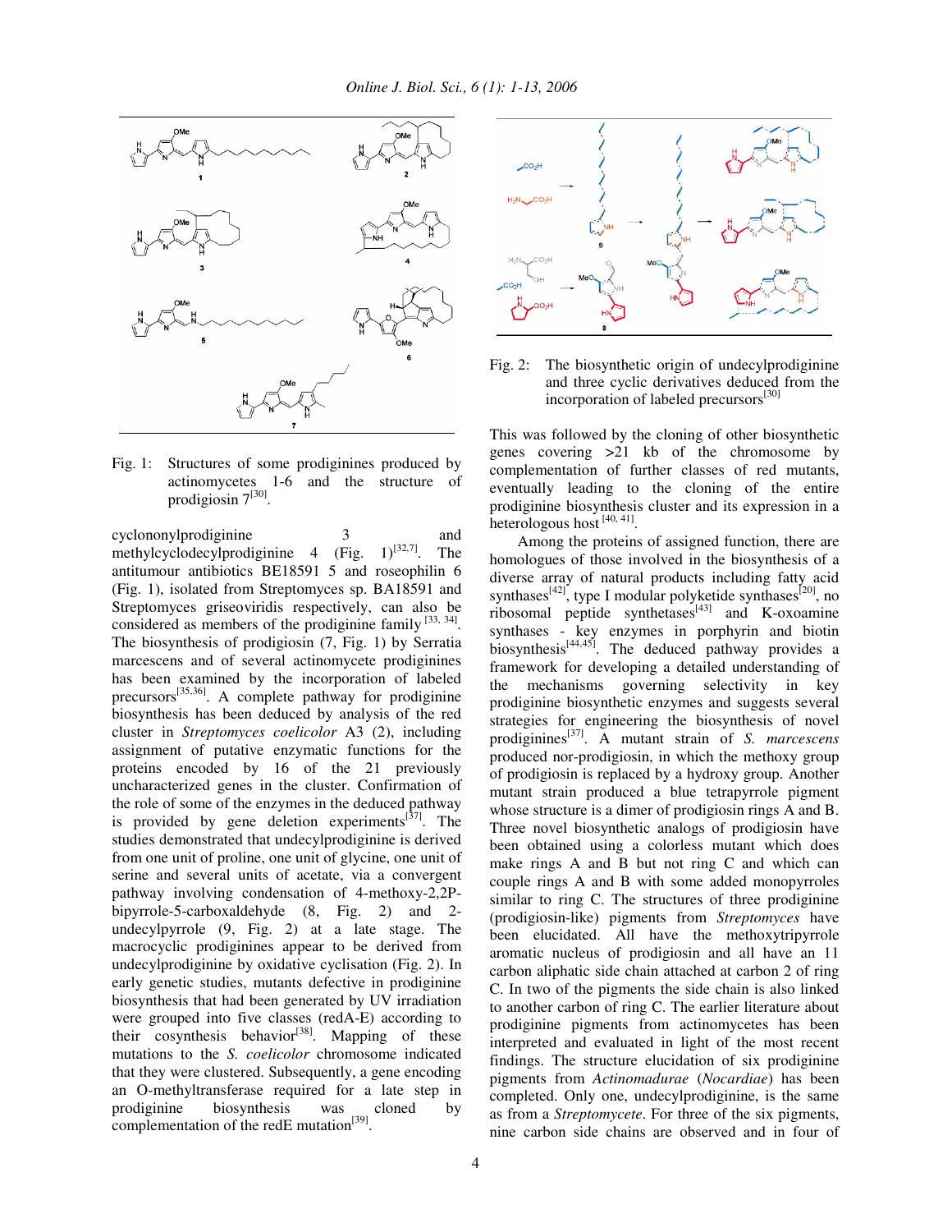Fig. 1: Structures of some prodiginines produced by actinomycetes 1-6 and the structure of prodigiosin 7[30].

cyclononylprodiginine 3 and methylcyclodecylprodiginine 4 (Fig. 1)[32,7]. The antitumour antibiotics BE18591 5 and roseophilin 6 (Fig. 1), isolated from Streptomyces sp. BA18591 and Streptomyces griseoviridis respectively, can also be considered as members of the prodiginine family [33, 34]. The biosynthesis of prodigiosin (7, Fig. 1) by Serratia marcescens and of several actinomycete prodiginines has been examined by the incorporation of labeled precursors[35,36]. A complete pathway for prodiginine biosynthesis has been deduced by analysis of the red cluster in *Streptomyces coelicolor* A3 (2), including assignment of putative enzymatic functions for the proteins encoded by 16 of the 21 previously uncharacterized genes in the cluster. Confirmation of the role of some of the enzymes in the deduced pathway is provided by gene deletion experiments[37]. The studies demonstrated that undecylprodiginine is derived from one unit of proline, one unit of glycine, one unit of serine and several units of acetate, via a convergent pathway involving condensation of 4-methoxy-2,2P-bipyrrole-5-carboxaldehyde (8, Fig. 2) and 2-undecylpyrrole (9, Fig. 2) at a late stage. The macrocyclic prodiginines appear to be derived from undecylprodiginine by oxidative cyclisation (Fig. 2). In early genetic studies, mutants defective in prodiginine biosynthesis that had been generated by UV irradiation were grouped into five classes (redA-E) according to their cosynthesis behavior[38]. Mapping of these mutations to the *S. coelicolor* chromosome indicated that they were clustered. Subsequently, a gene encoding an O-methyltransferase required for a late step in prodiginine biosynthesis was cloned by complementation of the redE mutation[39].

Fig. 2: The biosynthetic origin of undecylprodiginine and three cyclic derivatives deduced from the incorporation of labeled precursors[30]

This was followed by the cloning of other biosynthetic genes covering >21 kb of the chromosome by complementation of further classes of red mutants, eventually leading to the cloning of the entire prodiginine biosynthesis cluster and its expression in a heterologous host [40, 41].

Among the proteins of assigned function, there are homologues of those involved in the biosynthesis of a diverse array of natural products including fatty acid synthases[42], type I modular polyketide synthases[20], no ribosomal peptide synthetases[43] and K-oxoamine synthases - key enzymes in porphyrin and biotin biosynthesis[44,45]. The deduced pathway provides a framework for developing a detailed understanding of the mechanisms governing selectivity in key prodiginine biosynthetic enzymes and suggests several strategies for engineering the biosynthesis of novel prodiginines[37]. A mutant strain of *S. marcescens* produced nor-prodigiosin, in which the methoxy group of prodigiosin is replaced by a hydroxy group. Another mutant strain produced a blue tetrapyrrole pigment whose structure is a dimer of prodigiosin rings A and B. Three novel biosynthetic analogs of prodigiosin have been obtained using a colorless mutant which does make rings A and B but not ring C and which can couple rings A and B with some added monopyrroles similar to ring C. The structures of three prodiginine (prodigiosin-like) pigments from *Streptomyces* have been elucidated. All have the methoxytripyrrole aromatic nucleus of prodigiosin and all have an 11 carbon aliphatic side chain attached at carbon 2 of ring C. In two of the pigments the side chain is also linked to another carbon of ring C. The earlier literature about prodiginine pigments from actinomycetes has been interpreted and evaluated in light of the most recent findings. The structure elucidation of six prodiginine pigments from *Actinomadurae* (*Nocardiae*) has been completed. Only one, undecylprodiginine, is the same as from a *Streptomycete*. For three of the six pigments, nine carbon side chains are observed and in four of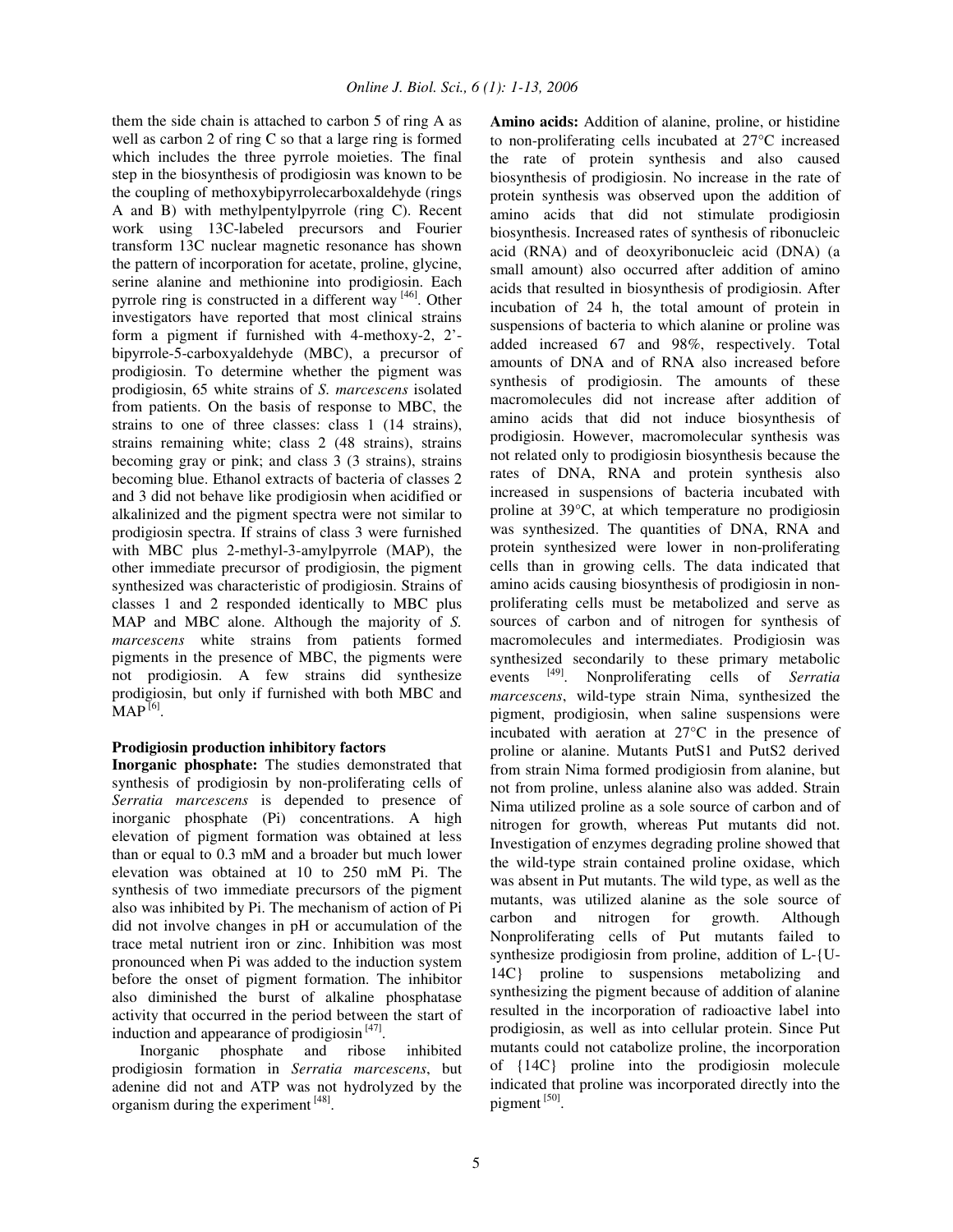them the side chain is attached to carbon 5 of ring A as well as carbon 2 of ring C so that a large ring is formed which includes the three pyrrole moieties. The final step in the biosynthesis of prodigiosin was known to be the coupling of methoxybipyrrolecarboxaldehyde (rings A and B) with methylpentylpyrrole (ring C). Recent work using 13C-labeled precursors and Fourier transform 13C nuclear magnetic resonance has shown the pattern of incorporation for acetate, proline, glycine, serine alanine and methionine into prodigiosin. Each pyrrole ring is constructed in a different way [46]. Other investigators have reported that most clinical strains form a pigment if furnished with 4-methoxy-2, 2'-bipyrrole-5-carboxyaldehyde (MBC), a precursor of prodigiosin. To determine whether the pigment was prodigiosin, 65 white strains of *S. marcescens* isolated from patients. On the basis of response to MBC, the strains to one of three classes: class 1 (14 strains), strains remaining white; class 2 (48 strains), strains becoming gray or pink; and class 3 (3 strains), strains becoming blue. Ethanol extracts of bacteria of classes 2 and 3 did not behave like prodigiosin when acidified or alkalinized and the pigment spectra were not similar to prodigiosin spectra. If strains of class 3 were furnished with MBC plus 2-methyl-3-amylpyrrole (MAP), the other immediate precursor of prodigiosin, the pigment synthesized was characteristic of prodigiosin. Strains of classes 1 and 2 responded identically to MBC plus MAP and MBC alone. Although the majority of *S. marcescens* white strains from patients formed pigments in the presence of MBC, the pigments were not prodigiosin. A few strains did synthesize prodigiosin, but only if furnished with both MBC and MAP [6].

## Prodigiosin production inhibitory factors

**Inorganic phosphate:** The studies demonstrated that synthesis of prodigiosin by non-proliferating cells of *Serratia marcescens* is depended to presence of inorganic phosphate (Pi) concentrations. A high elevation of pigment formation was obtained at less than or equal to 0.3 mM and a broader but much lower elevation was obtained at 10 to 250 mM Pi. The synthesis of two immediate precursors of the pigment also was inhibited by Pi. The mechanism of action of Pi did not involve changes in pH or accumulation of the trace metal nutrient iron or zinc. Inhibition was most pronounced when Pi was added to the induction system before the onset of pigment formation. The inhibitor also diminished the burst of alkaline phosphatase activity that occurred in the period between the start of induction and appearance of prodigiosin [47].

Inorganic phosphate and ribose inhibited prodigiosin formation in *Serratia marcescens*, but adenine did not and ATP was not hydrolyzed by the organism during the experiment [48].

**Amino acids:** Addition of alanine, proline, or histidine to non-proliferating cells incubated at 27°C increased the rate of protein synthesis and also caused biosynthesis of prodigiosin. No increase in the rate of protein synthesis was observed upon the addition of amino acids that did not stimulate prodigiosin biosynthesis. Increased rates of synthesis of ribonucleic acid (RNA) and of deoxyribonucleic acid (DNA) (a small amount) also occurred after addition of amino acids that resulted in biosynthesis of prodigiosin. After incubation of 24 h, the total amount of protein in suspensions of bacteria to which alanine or proline was added increased 67 and 98%, respectively. Total amounts of DNA and of RNA also increased before synthesis of prodigiosin. The amounts of these macromolecules did not increase after addition of amino acids that did not induce biosynthesis of prodigiosin. However, macromolecular synthesis was not related only to prodigiosin biosynthesis because the rates of DNA, RNA and protein synthesis also increased in suspensions of bacteria incubated with proline at 39°C, at which temperature no prodigiosin was synthesized. The quantities of DNA, RNA and protein synthesized were lower in non-proliferating cells than in growing cells. The data indicated that amino acids causing biosynthesis of prodigiosin in non-proliferating cells must be metabolized and serve as sources of carbon and of nitrogen for synthesis of macromolecules and intermediates. Prodigiosin was synthesized secondarily to these primary metabolic events [49]. Nonproliferating cells of *Serratia marcescens*, wild-type strain Nima, synthesized the pigment, prodigiosin, when saline suspensions were incubated with aeration at 27°C in the presence of proline or alanine. Mutants PutS1 and PutS2 derived from strain Nima formed prodigiosin from alanine, but not from proline, unless alanine also was added. Strain Nima utilized proline as a sole source of carbon and of nitrogen for growth, whereas Put mutants did not. Investigation of enzymes degrading proline showed that the wild-type strain contained proline oxidase, which was absent in Put mutants. The wild type, as well as the mutants, was utilized alanine as the sole source of carbon and nitrogen for growth. Although Nonproliferating cells of Put mutants failed to synthesize prodigiosin from proline, addition of L-{U-14C} proline to suspensions metabolizing and synthesizing the pigment because of addition of alanine resulted in the incorporation of radioactive label into prodigiosin, as well as into cellular protein. Since Put mutants could not catabolize proline, the incorporation of {14C} proline into the prodigiosin molecule indicated that proline was incorporated directly into the pigment [50].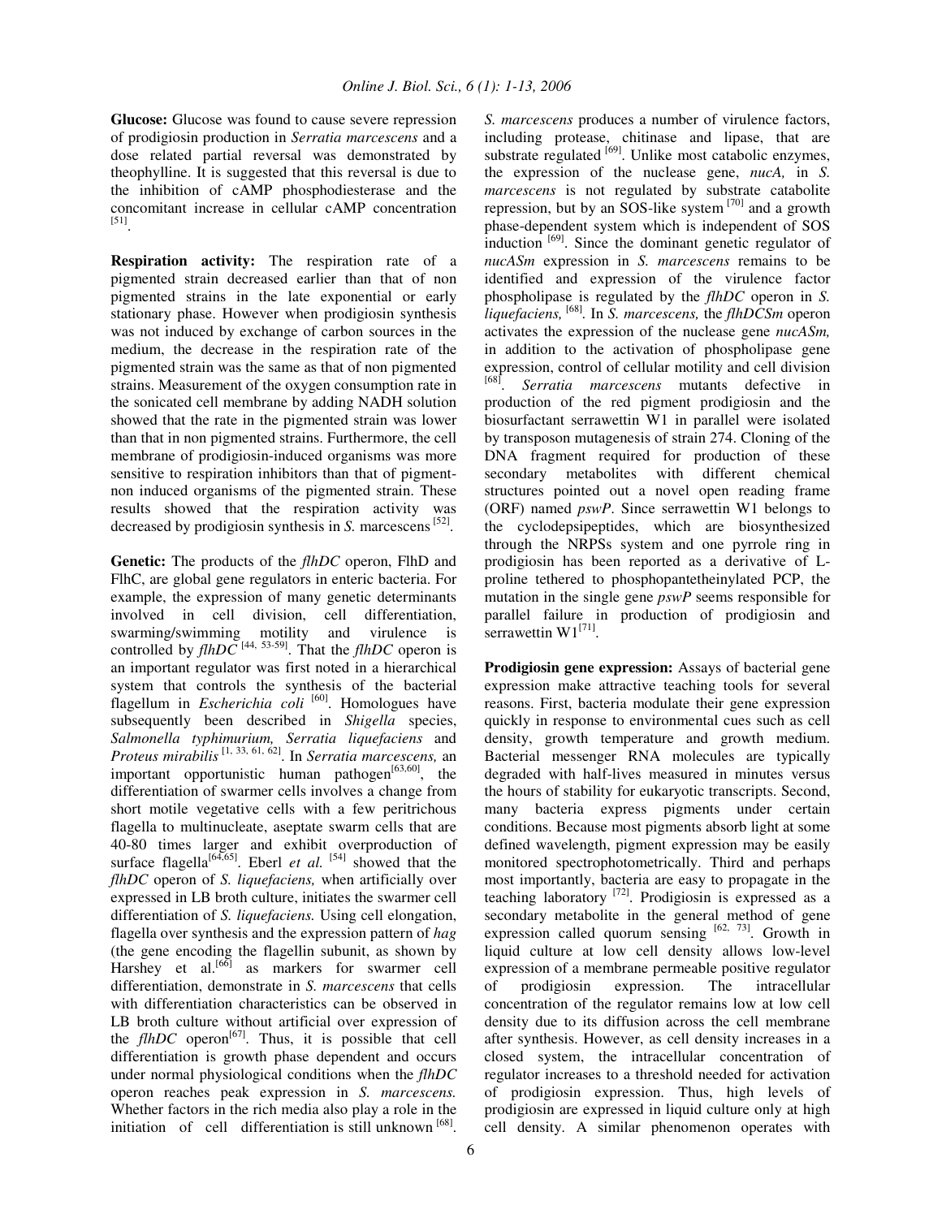**Glucose:** Glucose was found to cause severe repression of prodigiosin production in *Serratia marcescens* and a dose related partial reversal was demonstrated by theophylline. It is suggested that this reversal is due to the inhibition of cAMP phosphodiesterase and the concomitant increase in cellular cAMP concentration [51].

**Respiration activity:** The respiration rate of a pigmented strain decreased earlier than that of non pigmented strains in the late exponential or early stationary phase. However when prodigiosin synthesis was not induced by exchange of carbon sources in the medium, the decrease in the respiration rate of the pigmented strain was the same as that of non pigmented strains. Measurement of the oxygen consumption rate in the sonicated cell membrane by adding NADH solution showed that the rate in the pigmented strain was lower than that in non pigmented strains. Furthermore, the cell membrane of prodigiosin-induced organisms was more sensitive to respiration inhibitors than that of pigment-non induced organisms of the pigmented strain. These results showed that the respiration activity was decreased by prodigiosin synthesis in *S.* marcescens [52].

**Genetic:** The products of the *flhDC* operon, FlhD and FlhC, are global gene regulators in enteric bacteria. For example, the expression of many genetic determinants involved in cell division, cell differentiation, swarming/swimming motility and virulence is controlled by *flhDC* [44, 53-59]. That the *flhDC* operon is an important regulator was first noted in a hierarchical system that controls the synthesis of the bacterial flagellum in *Escherichia coli* [60]. Homologues have subsequently been described in *Shigella* species, *Salmonella typhimurium, Serratia liquefaciens* and *Proteus mirabilis* [1, 33, 61, 62]. In *Serratia marcescens,* an important opportunistic human pathogen[63,60], the differentiation of swarmer cells involves a change from short motile vegetative cells with a few peritrichous flagella to multinucleate, aseptate swarm cells that are 40-80 times larger and exhibit overproduction of surface flagella[64,65]. Eberl *et al.* [54] showed that the *flhDC* operon of *S. liquefaciens,* when artificially over expressed in LB broth culture, initiates the swarmer cell differentiation of *S. liquefaciens.* Using cell elongation, flagella over synthesis and the expression pattern of *hag* (the gene encoding the flagellin subunit, as shown by Harshey et al.[66] as markers for swarmer cell differentiation, demonstrate in *S. marcescens* that cells with differentiation characteristics can be observed in LB broth culture without artificial over expression of the *flhDC* operon[67]. Thus, it is possible that cell differentiation is growth phase dependent and occurs under normal physiological conditions when the *flhDC* operon reaches peak expression in *S. marcescens.* Whether factors in the rich media also play a role in the initiation of cell differentiation is still unknown [68].

*S. marcescens* produces a number of virulence factors, including protease, chitinase and lipase, that are substrate regulated [69]. Unlike most catabolic enzymes, the expression of the nuclease gene, *nucA,* in *S. marcescens* is not regulated by substrate catabolite repression, but by an SOS-like system [70] and a growth phase-dependent system which is independent of SOS induction [69]. Since the dominant genetic regulator of *nucASm* expression in *S. marcescens* remains to be identified and expression of the virulence factor phospholipase is regulated by the *flhDC* operon in *S. liquefaciens,* [68]. In *S. marcescens,* the *flhDCSm* operon activates the expression of the nuclease gene *nucASm,* in addition to the activation of phospholipase gene expression, control of cellular motility and cell division [68]. *Serratia marcescens* mutants defective in production of the red pigment prodigiosin and the biosurfactant serrawettin W1 in parallel were isolated by transposon mutagenesis of strain 274. Cloning of the DNA fragment required for production of these secondary metabolites with different chemical structures pointed out a novel open reading frame (ORF) named *pswP*. Since serrawettin W1 belongs to the cyclodepsipeptides, which are biosynthesized through the NRPSs system and one pyrrole ring in prodigiosin has been reported as a derivative of L-proline tethered to phosphopantetheinylated PCP, the mutation in the single gene *pswP* seems responsible for parallel failure in production of prodigiosin and serrawettin W1[71].

**Prodigiosin gene expression:** Assays of bacterial gene expression make attractive teaching tools for several reasons. First, bacteria modulate their gene expression quickly in response to environmental cues such as cell density, growth temperature and growth medium. Bacterial messenger RNA molecules are typically degraded with half-lives measured in minutes versus the hours of stability for eukaryotic transcripts. Second, many bacteria express pigments under certain conditions. Because most pigments absorb light at some defined wavelength, pigment expression may be easily monitored spectrophotometrically. Third and perhaps most importantly, bacteria are easy to propagate in the teaching laboratory [72]. Prodigiosin is expressed as a secondary metabolite in the general method of gene expression called quorum sensing [62, 73]. Growth in liquid culture at low cell density allows low-level expression of a membrane permeable positive regulator of prodigiosin expression. The intracellular concentration of the regulator remains low at low cell density due to its diffusion across the cell membrane after synthesis. However, as cell density increases in a closed system, the intracellular concentration of regulator increases to a threshold needed for activation of prodigiosin expression. Thus, high levels of prodigiosin are expressed in liquid culture only at high cell density. A similar phenomenon operates with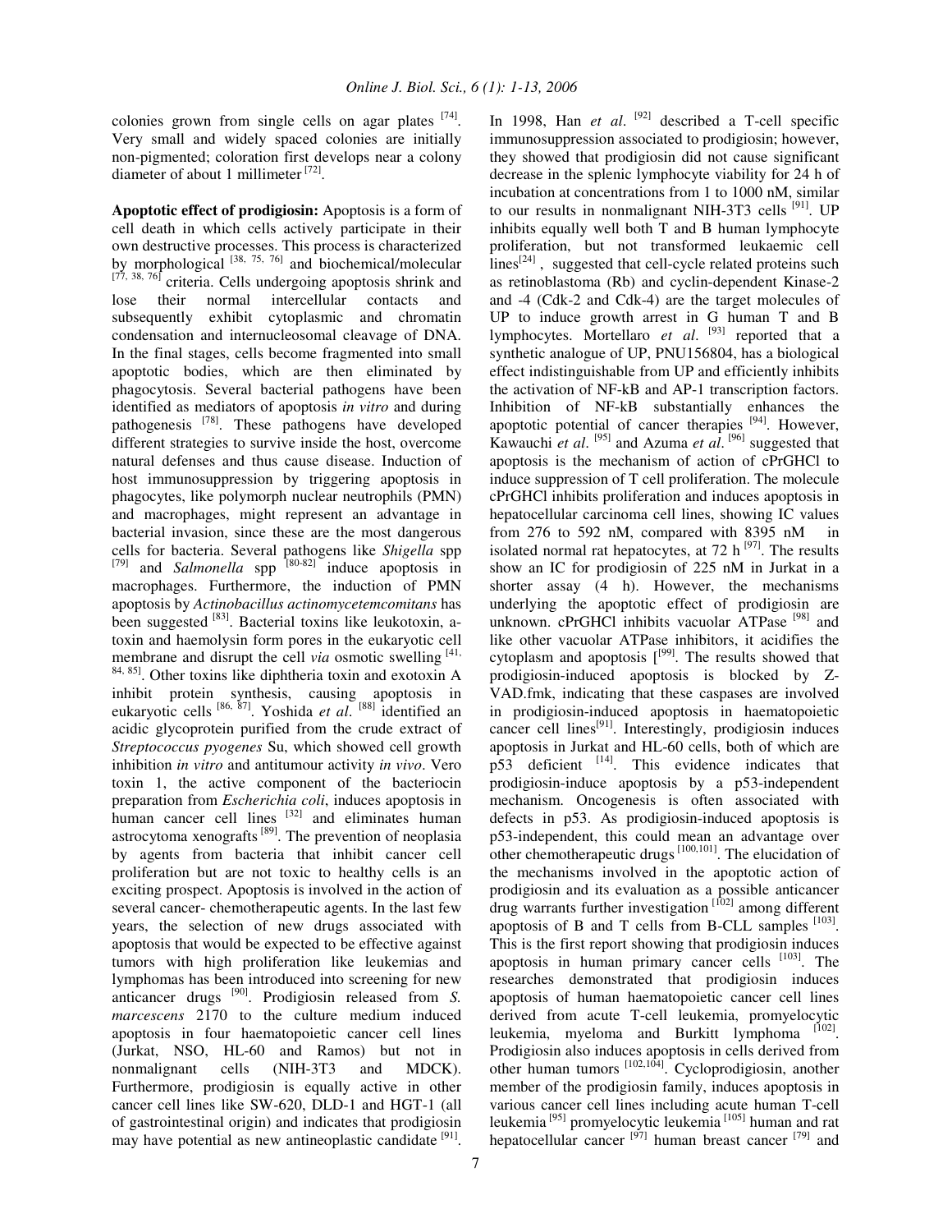colonies grown from single cells on agar plates [74]. Very small and widely spaced colonies are initially non-pigmented; coloration first develops near a colony diameter of about 1 millimeter [72].

**Apoptotic effect of prodigiosin:** Apoptosis is a form of cell death in which cells actively participate in their own destructive processes. This process is characterized by morphological [38, 75, 76] and biochemical/molecular [77, 38, 76] criteria. Cells undergoing apoptosis shrink and lose their normal intercellular contacts and subsequently exhibit cytoplasmic and chromatin condensation and internucleosomal cleavage of DNA. In the final stages, cells become fragmented into small apoptotic bodies, which are then eliminated by phagocytosis. Several bacterial pathogens have been identified as mediators of apoptosis *in vitro* and during pathogenesis [78]. These pathogens have developed different strategies to survive inside the host, overcome natural defenses and thus cause disease. Induction of host immunosuppression by triggering apoptosis in phagocytes, like polymorph nuclear neutrophils (PMN) and macrophages, might represent an advantage in bacterial invasion, since these are the most dangerous cells for bacteria. Several pathogens like *Shigella* spp [79] and *Salmonella* spp [80-82] induce apoptosis in macrophages. Furthermore, the induction of PMN apoptosis by *Actinobacillus actinomycetemcomitans* has been suggested [83]. Bacterial toxins like leukotoxin, a-toxin and haemolysin form pores in the eukaryotic cell membrane and disrupt the cell *via* osmotic swelling [41, 84, 85]. Other toxins like diphtheria toxin and exotoxin A inhibit protein synthesis, causing apoptosis in eukaryotic cells [86, 87]. Yoshida *et al*. [88] identified an acidic glycoprotein purified from the crude extract of *Streptococcus pyogenes* Su, which showed cell growth inhibition *in vitro* and antitumour activity *in vivo*. Vero toxin 1, the active component of the bacteriocin preparation from *Escherichia coli*, induces apoptosis in human cancer cell lines [32] and eliminates human astrocytoma xenografts [89]. The prevention of neoplasia by agents from bacteria that inhibit cancer cell proliferation but are not toxic to healthy cells is an exciting prospect. Apoptosis is involved in the action of several cancer- chemotherapeutic agents. In the last few years, the selection of new drugs associated with apoptosis that would be expected to be effective against tumors with high proliferation like leukemias and lymphomas has been introduced into screening for new anticancer drugs [90]. Prodigiosin released from *S. marcescens* 2170 to the culture medium induced apoptosis in four haematopoietic cancer cell lines (Jurkat, NSO, HL-60 and Ramos) but not in nonmalignant cells (NIH-3T3 and MDCK). Furthermore, prodigiosin is equally active in other cancer cell lines like SW-620, DLD-1 and HGT-1 (all of gastrointestinal origin) and indicates that prodigiosin may have potential as new antineoplastic candidate [91].

In 1998, Han *et al*. [92] described a T-cell specific immunosuppression associated to prodigiosin; however, they showed that prodigiosin did not cause significant decrease in the splenic lymphocyte viability for 24 h of incubation at concentrations from 1 to 1000 nM, similar to our results in nonmalignant NIH-3T3 cells [91]. UP inhibits equally well both T and B human lymphocyte proliferation, but not transformed leukaemic cell lines[24] , suggested that cell-cycle related proteins such as retinoblastoma (Rb) and cyclin-dependent Kinase-2 and -4 (Cdk-2 and Cdk-4) are the target molecules of UP to induce growth arrest in G human T and B lymphocytes. Mortellaro *et al*. [93] reported that a synthetic analogue of UP, PNU156804, has a biological effect indistinguishable from UP and efficiently inhibits the activation of NF-kB and AP-1 transcription factors. Inhibition of NF-kB substantially enhances the apoptotic potential of cancer therapies [94]. However, Kawauchi *et al*. [95] and Azuma *et al*. [96] suggested that apoptosis is the mechanism of action of cPrGHCl to induce suppression of T cell proliferation. The molecule cPrGHCl inhibits proliferation and induces apoptosis in hepatocellular carcinoma cell lines, showing IC values from 276 to 592 nM, compared with 8395 nM in isolated normal rat hepatocytes, at 72 h [97]. The results show an IC for prodigiosin of 225 nM in Jurkat in a shorter assay (4 h). However, the mechanisms underlying the apoptotic effect of prodigiosin are unknown. cPrGHCl inhibits vacuolar ATPase [98] and like other vacuolar ATPase inhibitors, it acidifies the cytoplasm and apoptosis [[99]. The results showed that prodigiosin-induced apoptosis is blocked by Z-VAD.fmk, indicating that these caspases are involved in prodigiosin-induced apoptosis in haematopoietic cancer cell lines[91]. Interestingly, prodigiosin induces apoptosis in Jurkat and HL-60 cells, both of which are p53 deficient [14]. This evidence indicates that prodigiosin-induce apoptosis by a p53-independent mechanism. Oncogenesis is often associated with defects in p53. As prodigiosin-induced apoptosis is p53-independent, this could mean an advantage over other chemotherapeutic drugs [100,101]. The elucidation of the mechanisms involved in the apoptotic action of prodigiosin and its evaluation as a possible anticancer drug warrants further investigation [102] among different apoptosis of B and T cells from B-CLL samples [103]. This is the first report showing that prodigiosin induces apoptosis in human primary cancer cells [103]. The researches demonstrated that prodigiosin induces apoptosis of human haematopoietic cancer cell lines derived from acute T-cell leukemia, promyelocytic leukemia, myeloma and Burkitt lymphoma [102]. Prodigiosin also induces apoptosis in cells derived from other human tumors [102,104]. Cycloprodigiosin, another member of the prodigiosin family, induces apoptosis in various cancer cell lines including acute human T-cell leukemia [95] promyelocytic leukemia [105] human and rat hepatocellular cancer [97] human breast cancer [79] and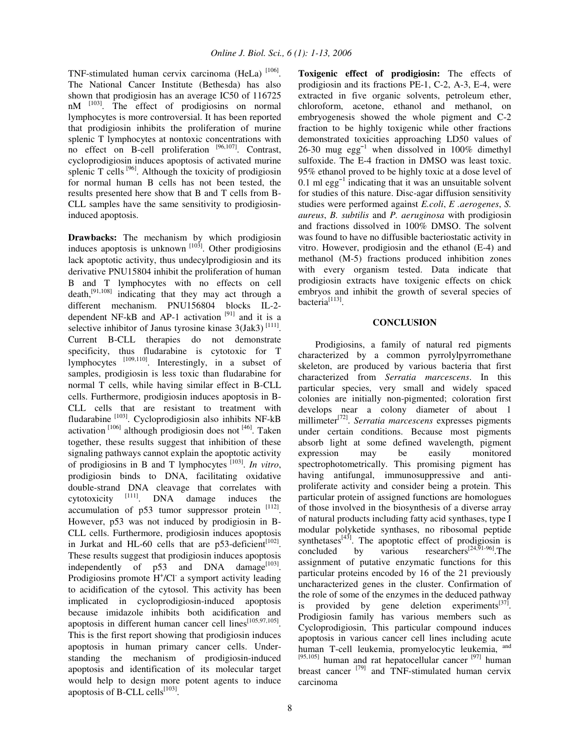TNF-stimulated human cervix carcinoma (HeLa) [106]. The National Cancer Institute (Bethesda) has also shown that prodigiosin has an average IC50 of 116725 nM [103]. The effect of prodigiosins on normal lymphocytes is more controversial. It has been reported that prodigiosin inhibits the proliferation of murine splenic T lymphocytes at nontoxic concentrations with no effect on B-cell proliferation [96,107]. Contrast, cycloprodigiosin induces apoptosis of activated murine splenic T cells [96]. Although the toxicity of prodigiosin for normal human B cells has not been tested, the results presented here show that B and T cells from B-CLL samples have the same sensitivity to prodigiosin-induced apoptosis.

**Drawbacks:** The mechanism by which prodigiosin induces apoptosis is unknown [103]. Other prodigiosins lack apoptotic activity, thus undecylprodigiosin and its derivative PNU15804 inhibit the proliferation of human B and T lymphocytes with no effects on cell death,[91,108] indicating that they may act through a different mechanism. PNU156804 blocks IL-2-dependent NF-kB and AP-1 activation [91] and it is a selective inhibitor of Janus tyrosine kinase 3(Jak3) [111]. Current B-CLL therapies do not demonstrate specificity, thus fludarabine is cytotoxic for T lymphocytes [109,110]. Interestingly, in a subset of samples, prodigiosin is less toxic than fludarabine for normal T cells, while having similar effect in B-CLL cells. Furthermore, prodigiosin induces apoptosis in B-CLL cells that are resistant to treatment with fludarabine [103]. Cycloprodigiosin also inhibits NF-kB activation [106] although prodigiosin does not [46]. Taken together, these results suggest that inhibition of these signaling pathways cannot explain the apoptotic activity of prodigiosins in B and T lymphocytes [103]. *In vitro*, prodigiosin binds to DNA, facilitating oxidative double-strand DNA cleavage that correlates with cytotoxicity [111]. DNA damage induces the accumulation of p53 tumor suppressor protein [112]. However, p53 was not induced by prodigiosin in B-CLL cells. Furthermore, prodigiosin induces apoptosis in Jurkat and HL-60 cells that are p53-deficient[102]. These results suggest that prodigiosin induces apoptosis independently of p53 and DNA damage[103]. Prodigiosins promote $H^+/Cl^-$ a symport activity leading to acidification of the cytosol. This activity has been implicated in cycloprodigiosin-induced apoptosis because imidazole inhibits both acidification and apoptosis in different human cancer cell lines[105,97,105]. This is the first report showing that prodigiosin induces apoptosis in human primary cancer cells. Understanding the mechanism of prodigiosin-induced apoptosis and identification of its molecular target would help to design more potent agents to induce apoptosis of B-CLL cells[103].

**Toxigenic effect of prodigiosin:** The effects of prodigiosin and its fractions PE-1, C-2, A-3, E-4, were extracted in five organic solvents, petroleum ether, chloroform, acetone, ethanol and methanol, on embryogenesis showed the whole pigment and C-2 fraction to be highly toxigenic while other fractions demonstrated toxicities approaching LD50 values of 26-30 mug $egg^{-1}$ when dissolved in 100% dimethyl sulfoxide. The E-4 fraction in DMSO was least toxic. 95% ethanol proved to be highly toxic at a dose level of 0.1 ml $egg^{-1}$ indicating that it was an unsuitable solvent for studies of this nature. Disc-agar diffusion sensitivity studies were performed against *E.coli*, *E .aerogenes*, *S. aureus*, *B. subtilis* and *P. aeruginosa* with prodigiosin and fractions dissolved in 100% DMSO. The solvent was found to have no diffusible bacteriostatic activity in vitro. However, prodigiosin and the ethanol (E-4) and methanol (M-5) fractions produced inhibition zones with every organism tested. Data indicate that prodigiosin extracts have toxigenic effects on chick embryos and inhibit the growth of several species of bacteria[113].

## CONCLUSION

Prodigiosins, a family of natural red pigments characterized by a common pyrrolylpyrromethane skeleton, are produced by various bacteria that first characterized from *Serratia marcescens*. In this particular species, very small and widely spaced colonies are initially non-pigmented; coloration first develops near a colony diameter of about 1 millimeter[72]. *Serratia marcescens* expresses pigments under certain conditions. Because most pigments absorb light at some defined wavelength, pigment expression may be easily monitored spectrophotometrically. This promising pigment has having antifungal, immunosuppressive and anti-proliferate activity and consider being a protein. This particular protein of assigned functions are homologues of those involved in the biosynthesis of a diverse array of natural products including fatty acid synthases, type I modular polyketide synthases, no ribosomal peptide synthetases[43]. The apoptotic effect of prodigiosin is concluded by various researchers[24,91-96].The assignment of putative enzymatic functions for this particular proteins encoded by 16 of the 21 previously uncharacterized genes in the cluster. Confirmation of the role of some of the enzymes in the deduced pathway is provided by gene deletion experiments[37]. Prodigiosin family has various members such as Cycloprodigiosin, This particular compound induces apoptosis in various cancer cell lines including acute human T-cell leukemia, promyelocytic leukemia, and [95,105] human and rat hepatocellular cancer [97] human breast cancer [79] and TNF-stimulated human cervix carcinoma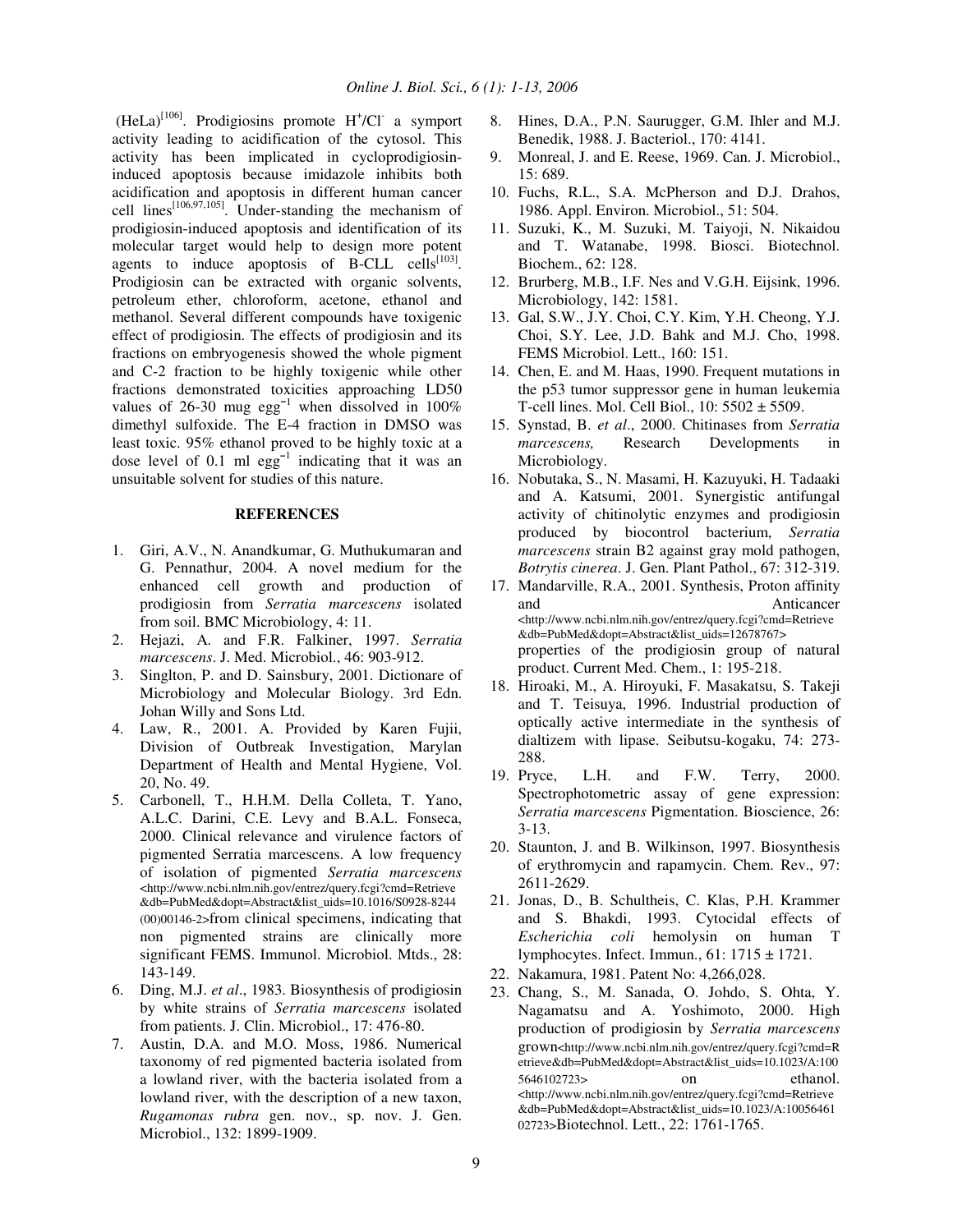(HeLa)[106]. Prodigiosins promote $H^+/Cl^-$ a symport activity leading to acidification of the cytosol. This activity has been implicated in cycloprodigiosin-induced apoptosis because imidazole inhibits both acidification and apoptosis in different human cancer cell lines[106,97,105]. Under-standing the mechanism of prodigiosin-induced apoptosis and identification of its molecular target would help to design more potent agents to induce apoptosis of B-CLL cells[103]. Prodigiosin can be extracted with organic solvents, petroleum ether, chloroform, acetone, ethanol and methanol. Several different compounds have toxigenic effect of prodigiosin. The effects of prodigiosin and its fractions on embryogenesis showed the whole pigment and C-2 fraction to be highly toxigenic while other fractions demonstrated toxicities approaching LD50 values of 26-30 mug $egg^{-1}$ when dissolved in 100% dimethyl sulfoxide. The E-4 fraction in DMSO was least toxic. 95% ethanol proved to be highly toxic at a dose level of 0.1 ml $egg^{-1}$ indicating that it was an unsuitable solvent for studies of this nature.

## REFERENCES

1. Giri, A.V., N. Anandkumar, G. Muthukumaran and G. Pennathur, 2004. A novel medium for the enhanced cell growth and production of prodigiosin from *Serratia marcescens* isolated from soil. BMC Microbiology, 4: 11.
2. Hejazi, A. and F.R. Falkiner, 1997. *Serratia marcescens*. J. Med. Microbiol., 46: 903-912.
3. Singlton, P. and D. Sainsbury, 2001. Dictionare of Microbiology and Molecular Biology. 3rd Edn. Johan Willy and Sons Ltd.
4. Law, R., 2001. A. Provided by Karen Fujii, Division of Outbreak Investigation, Marylan Department of Health and Mental Hygiene, Vol. 20, No. 49.
5. Carbonell, T., H.H.M. Della Colleta, T. Yano, A.L.C. Darini, C.E. Levy and B.A.L. Fonseca, 2000. Clinical relevance and virulence factors of pigmented Serratia marcescens. A low frequency of isolation of pigmented *Serratia marcescens* <http://www.ncbi.nlm.nih.gov/entrez/query.fcgi?cmd=Retrieve&db=PubMed&dopt=Abstract&list_uids=10.1016/S0928-8244(00)00146-2>from clinical specimens, indicating that non pigmented strains are clinically more significant FEMS. Immunol. Microbiol. Mtds., 28: 143-149.
6. Ding, M.J. *et al*., 1983. Biosynthesis of prodigiosin by white strains of *Serratia marcescens* isolated from patients. J. Clin. Microbiol., 17: 476-80.
7. Austin, D.A. and M.O. Moss, 1986. Numerical taxonomy of red pigmented bacteria isolated from a lowland river, with the bacteria isolated from a lowland river, with the description of a new taxon, *Rugamonas rubra* gen. nov., sp. nov. J. Gen. Microbiol., 132: 1899-1909.
8. Hines, D.A., P.N. Saurugger, G.M. Ihler and M.J. Benedik, 1988. J. Bacteriol., 170: 4141.
9. Monreal, J. and E. Reese, 1969. Can. J. Microbiol., 15: 689.
10. Fuchs, R.L., S.A. McPherson and D.J. Drahos, 1986. Appl. Environ. Microbiol., 51: 504.
11. Suzuki, K., M. Suzuki, M. Taiyoji, N. Nikaidou and T. Watanabe, 1998. Biosci. Biotechnol. Biochem., 62: 128.
12. Brurberg, M.B., I.F. Nes and V.G.H. Eijsink, 1996. Microbiology, 142: 1581.
13. Gal, S.W., J.Y. Choi, C.Y. Kim, Y.H. Cheong, Y.J. Choi, S.Y. Lee, J.D. Bahk and M.J. Cho, 1998. FEMS Microbiol. Lett., 160: 151.
14. Chen, E. and M. Haas, 1990. Frequent mutations in the p53 tumor suppressor gene in human leukemia T-cell lines. Mol. Cell Biol., 10: 5502 ± 5509.
15. Synstad, B. *et al*., 2000. Chitinases from *Serratia marcescens,* Research Developments in Microbiology.
16. Nobutaka, S., N. Masami, H. Kazuyuki, H. Tadaaki and A. Katsumi, 2001. Synergistic antifungal activity of chitinolytic enzymes and prodigiosin produced by biocontrol bacterium, *Serratia marcescens* strain B2 against gray mold pathogen, *Botrytis cinerea*. J. Gen. Plant Pathol., 67: 312-319.
17. Mandarville, R.A., 2001. Synthesis, Proton affinity and Anticancer <http://www.ncbi.nlm.nih.gov/entrez/query.fcgi?cmd=Retrieve&db=PubMed&dopt=Abstract&list_uids=12678767> properties of the prodigiosin group of natural product. Current Med. Chem., 1: 195-218.
18. Hiroaki, M., A. Hiroyuki, F. Masakatsu, S. Takeji and T. Teisuya, 1996. Industrial production of optically active intermediate in the synthesis of dialtizem with lipase. Seibutsu-kogaku, 74: 273-288.
19. Pryce, L.H. and F.W. Terry, 2000. Spectrophotometric assay of gene expression: *Serratia marcescens* Pigmentation. Bioscience, 26: 3-13.
20. Staunton, J. and B. Wilkinson, 1997. Biosynthesis of erythromycin and rapamycin. Chem. Rev., 97: 2611-2629.
21. Jonas, D., B. Schultheis, C. Klas, P.H. Krammer and S. Bhakdi, 1993. Cytocidal effects of *Escherichia coli* hemolysin on human T lymphocytes. Infect. Immun., 61: 1715 ± 1721.
22. Nakamura, 1981. Patent No: 4,266,028.
23. Chang, S., M. Sanada, O. Johdo, S. Ohta, Y. Nagamatsu and A. Yoshimoto, 2000. High production of prodigiosin by *Serratia marcescens* grown<http://www.ncbi.nlm.nih.gov/entrez/query.fcgi?cmd=Retrieve&db=PubMed&dopt=Abstract&list_uids=10.1023/A:1005646102723> on ethanol. <http://www.ncbi.nlm.nih.gov/entrez/query.fcgi?cmd=Retrieve&db=PubMed&dopt=Abstract&list_uids=10.1023/A:1005646102723>Biotechnol. Lett., 22: 1761-1765.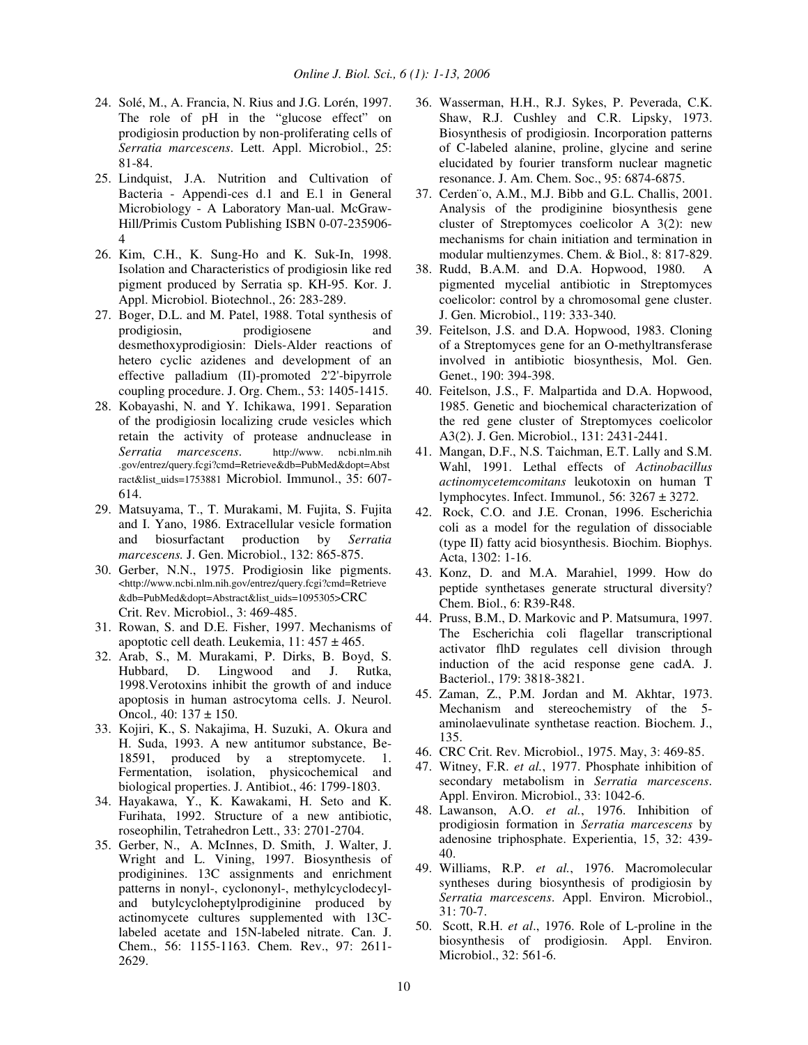24. Solé, M., A. Francia, N. Rius and J.G. Lorén, 1997. The role of pH in the "glucose effect" on prodigiosin production by non-proliferating cells of *Serratia marcescens*. Lett. Appl. Microbiol., 25: 81-84.
25. Lindquist, J.A. Nutrition and Cultivation of Bacteria - Appendi-ces d.1 and E.1 in General Microbiology - A Laboratory Man-ual. McGraw-Hill/Primis Custom Publishing ISBN 0-07-235906-4
26. Kim, C.H., K. Sung-Ho and K. Suk-In, 1998. Isolation and Characteristics of prodigiosin like red pigment produced by Serratia sp. KH-95. Kor. J. Appl. Microbiol. Biotechnol., 26: 283-289.
27. Boger, D.L. and M. Patel, 1988. Total synthesis of prodigiosin, prodigiosene and desmethoxyprodigiosin: Diels-Alder reactions of hetero cyclic azidenes and development of an effective palladium (II)-promoted 2'2'-bipyrrole coupling procedure. J. Org. Chem., 53: 1405-1415.
28. Kobayashi, N. and Y. Ichikawa, 1991. Separation of the prodigiosin localizing crude vesicles which retain the activity of protease andnuclease in *Serratia marcescens*. http://www. ncbi.nlm.nih .gov/entrez/query.fcgi?cmd=Retrieve&db=PubMed&dopt=Abstract&list_uids=1753881 Microbiol. Immunol., 35: 607-614.
29. Matsuyama, T., T. Murakami, M. Fujita, S. Fujita and I. Yano, 1986. Extracellular vesicle formation and biosurfactant production by *Serratia marcescens.* J. Gen. Microbiol., 132: 865-875.
30. Gerber, N.N., 1975. Prodigiosin like pigments. <http://www.ncbi.nlm.nih.gov/entrez/query.fcgi?cmd=Retrieve&db=PubMed&dopt=Abstract&list_uids=1095305>CRC Crit. Rev. Microbiol., 3: 469-485.
31. Rowan, S. and D.E. Fisher, 1997. Mechanisms of apoptotic cell death. Leukemia, 11: 457 ± 465.
32. Arab, S., M. Murakami, P. Dirks, B. Boyd, S. Hubbard, D. Lingwood and J. Rutka, 1998.Verotoxins inhibit the growth of and induce apoptosis in human astrocytoma cells. J. Neurol. Oncol*.,* 40: 137 ± 150.
33. Kojiri, K., S. Nakajima, H. Suzuki, A. Okura and H. Suda, 1993. A new antitumor substance, Be-18591, produced by a streptomycete. 1. Fermentation, isolation, physicochemical and biological properties. J. Antibiot., 46: 1799-1803.
34. Hayakawa, Y., K. Kawakami, H. Seto and K. Furihata, 1992. Structure of a new antibiotic, roseophilin, Tetrahedron Lett., 33: 2701-2704.
35. Gerber, N., A. McInnes, D. Smith, J. Walter, J. Wright and L. Vining, 1997. Biosynthesis of prodiginines. 13C assignments and enrichment patterns in nonyl-, cyclononyl-, methylcyclodecyl- and butylcycloheptylprodiginine produced by actinomycete cultures supplemented with 13C-labeled acetate and 15N-labeled nitrate. Can. J. Chem., 56: 1155-1163. Chem. Rev., 97: 2611-2629.
36. Wasserman, H.H., R.J. Sykes, P. Peverada, C.K. Shaw, R.J. Cushley and C.R. Lipsky, 1973. Biosynthesis of prodigiosin. Incorporation patterns of C-labeled alanine, proline, glycine and serine elucidated by fourier transform nuclear magnetic resonance. J. Am. Chem. Soc., 95: 6874-6875.
37. Cerden¨o, A.M., M.J. Bibb and G.L. Challis, 2001. Analysis of the prodiginine biosynthesis gene cluster of Streptomyces coelicolor A 3(2): new mechanisms for chain initiation and termination in modular multienzymes. Chem. & Biol., 8: 817-829.
38. Rudd, B.A.M. and D.A. Hopwood, 1980. A pigmented mycelial antibiotic in Streptomyces coelicolor: control by a chromosomal gene cluster. J. Gen. Microbiol., 119: 333-340.
39. Feitelson, J.S. and D.A. Hopwood, 1983. Cloning of a Streptomyces gene for an O-methyltransferase involved in antibiotic biosynthesis, Mol. Gen. Genet., 190: 394-398.
40. Feitelson, J.S., F. Malpartida and D.A. Hopwood, 1985. Genetic and biochemical characterization of the red gene cluster of Streptomyces coelicolor A3(2). J. Gen. Microbiol., 131: 2431-2441.
41. Mangan, D.F., N.S. Taichman, E.T. Lally and S.M. Wahl, 1991. Lethal effects of *Actinobacillus actinomycetemcomitans* leukotoxin on human T lymphocytes. Infect. Immunol*.,* 56: 3267 ± 3272.
42. Rock, C.O. and J.E. Cronan, 1996. Escherichia coli as a model for the regulation of dissociable (type II) fatty acid biosynthesis. Biochim. Biophys. Acta, 1302: 1-16.
43. Konz, D. and M.A. Marahiel, 1999. How do peptide synthetases generate structural diversity? Chem. Biol., 6: R39-R48.
44. Pruss, B.M., D. Markovic and P. Matsumura, 1997. The Escherichia coli flagellar transcriptional activator flhD regulates cell division through induction of the acid response gene cadA. J. Bacteriol., 179: 3818-3821.
45. Zaman, Z., P.M. Jordan and M. Akhtar, 1973. Mechanism and stereochemistry of the 5-aminolaevulinate synthetase reaction. Biochem. J., 135.
46. CRC Crit. Rev. Microbiol., 1975. May, 3: 469-85.
47. Witney, F.R. *et al.*, 1977. Phosphate inhibition of secondary metabolism in *Serratia marcescens*. Appl. Environ. Microbiol., 33: 1042-6.
48. Lawanson, A.O. *et al.*, 1976. Inhibition of prodigiosin formation in *Serratia marcescens* by adenosine triphosphate. Experientia, 15, 32: 439-40.
49. Williams, R.P. *et al.*, 1976. Macromolecular syntheses during biosynthesis of prodigiosin by *Serratia marcescens*. Appl. Environ. Microbiol., 31: 70-7.
50. Scott, R.H. *et al*., 1976. Role of L-proline in the biosynthesis of prodigiosin. Appl. Environ. Microbiol., 32: 561-6.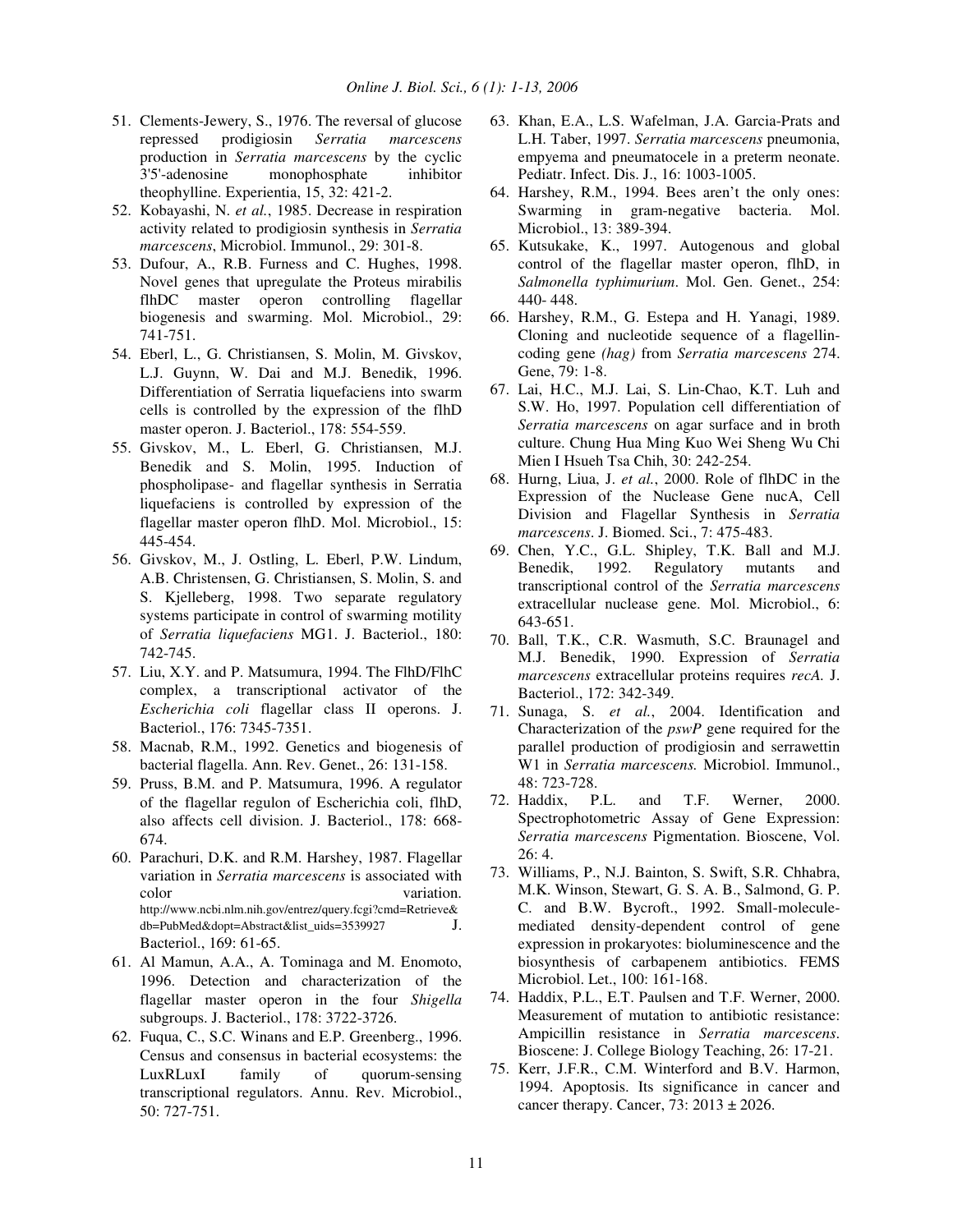51. Clements-Jewery, S., 1976. The reversal of glucose repressed prodigiosin *Serratia marcescens* production in *Serratia marcescens* by the cyclic 3'5'-adenosine monophosphate inhibitor theophylline. Experientia, 15, 32: 421-2.
52. Kobayashi, N. *et al.*, 1985. Decrease in respiration activity related to prodigiosin synthesis in *Serratia marcescens*, Microbiol. Immunol., 29: 301-8.
53. Dufour, A., R.B. Furness and C. Hughes, 1998. Novel genes that upregulate the Proteus mirabilis flhDC master operon controlling flagellar biogenesis and swarming. Mol. Microbiol., 29: 741-751.
54. Eberl, L., G. Christiansen, S. Molin, M. Givskov, L.J. Guynn, W. Dai and M.J. Benedik, 1996. Differentiation of Serratia liquefaciens into swarm cells is controlled by the expression of the flhD master operon. J. Bacteriol., 178: 554-559.
55. Givskov, M., L. Eberl, G. Christiansen, M.J. Benedik and S. Molin, 1995. Induction of phospholipase- and flagellar synthesis in Serratia liquefaciens is controlled by expression of the flagellar master operon flhD. Mol. Microbiol., 15: 445-454.
56. Givskov, M., J. Ostling, L. Eberl, P.W. Lindum, A.B. Christensen, G. Christiansen, S. Molin, S. and S. Kjelleberg, 1998. Two separate regulatory systems participate in control of swarming motility of *Serratia liquefaciens* MG1. J. Bacteriol., 180: 742-745.
57. Liu, X.Y. and P. Matsumura, 1994. The FlhD/FlhC complex, a transcriptional activator of the *Escherichia coli* flagellar class II operons. J. Bacteriol., 176: 7345-7351.
58. Macnab, R.M., 1992. Genetics and biogenesis of bacterial flagella. Ann. Rev. Genet., 26: 131-158.
59. Pruss, B.M. and P. Matsumura, 1996. A regulator of the flagellar regulon of Escherichia coli, flhD, also affects cell division. J. Bacteriol., 178: 668-674.
60. Parachuri, D.K. and R.M. Harshey, 1987. Flagellar variation in *Serratia marcescens* is associated with color variation. http://www.ncbi.nlm.nih.gov/entrez/query.fcgi?cmd=Retrieve&db=PubMed&dopt=Abstract&list_uids=3539927 J. Bacteriol., 169: 61-65.
61. Al Mamun, A.A., A. Tominaga and M. Enomoto, 1996. Detection and characterization of the flagellar master operon in the four *Shigella* subgroups. J. Bacteriol., 178: 3722-3726.
62. Fuqua, C., S.C. Winans and E.P. Greenberg., 1996. Census and consensus in bacterial ecosystems: the LuxRLuxI family of quorum-sensing transcriptional regulators. Annu. Rev. Microbiol., 50: 727-751.
63. Khan, E.A., L.S. Wafelman, J.A. Garcia-Prats and L.H. Taber, 1997. *Serratia marcescens* pneumonia, empyema and pneumatocele in a preterm neonate. Pediatr. Infect. Dis. J., 16: 1003-1005.
64. Harshey, R.M., 1994. Bees aren't the only ones: Swarming in gram-negative bacteria. Mol. Microbiol., 13: 389-394.
65. Kutsukake, K., 1997. Autogenous and global control of the flagellar master operon, flhD, in *Salmonella typhimurium*. Mol. Gen. Genet., 254: 440- 448.
66. Harshey, R.M., G. Estepa and H. Yanagi, 1989. Cloning and nucleotide sequence of a flagellin-coding gene *(hag)* from *Serratia marcescens* 274. Gene, 79: 1-8.
67. Lai, H.C., M.J. Lai, S. Lin-Chao, K.T. Luh and S.W. Ho, 1997. Population cell differentiation of *Serratia marcescens* on agar surface and in broth culture. Chung Hua Ming Kuo Wei Sheng Wu Chi Mien I Hsueh Tsa Chih, 30: 242-254.
68. Hurng, Liua, J. *et al.*, 2000. Role of flhDC in the Expression of the Nuclease Gene nucA, Cell Division and Flagellar Synthesis in *Serratia marcescens*. J. Biomed. Sci., 7: 475-483.
69. Chen, Y.C., G.L. Shipley, T.K. Ball and M.J. Benedik, 1992. Regulatory mutants and transcriptional control of the *Serratia marcescens* extracellular nuclease gene. Mol. Microbiol., 6: 643-651.
70. Ball, T.K., C.R. Wasmuth, S.C. Braunagel and M.J. Benedik, 1990. Expression of *Serratia marcescens* extracellular proteins requires *recA*. J. Bacteriol., 172: 342-349.
71. Sunaga, S. *et al.*, 2004. Identification and Characterization of the *pswP* gene required for the parallel production of prodigiosin and serrawettin W1 in *Serratia marcescens.* Microbiol. Immunol., 48: 723-728.
72. Haddix, P.L. and T.F. Werner, 2000. Spectrophotometric Assay of Gene Expression: *Serratia marcescens* Pigmentation. Bioscene, Vol. 26: 4.
73. Williams, P., N.J. Bainton, S. Swift, S.R. Chhabra, M.K. Winson, Stewart, G. S. A. B., Salmond, G. P. C. and B.W. Bycroft., 1992. Small-molecule-mediated density-dependent control of gene expression in prokaryotes: bioluminescence and the biosynthesis of carbapenem antibiotics. FEMS Microbiol. Let., 100: 161-168.
74. Haddix, P.L., E.T. Paulsen and T.F. Werner, 2000. Measurement of mutation to antibiotic resistance: Ampicillin resistance in *Serratia marcescens*. Bioscene: J. College Biology Teaching, 26: 17-21.
75. Kerr, J.F.R., C.M. Winterford and B.V. Harmon, 1994. Apoptosis. Its significance in cancer and cancer therapy. Cancer, 73: 2013 ± 2026.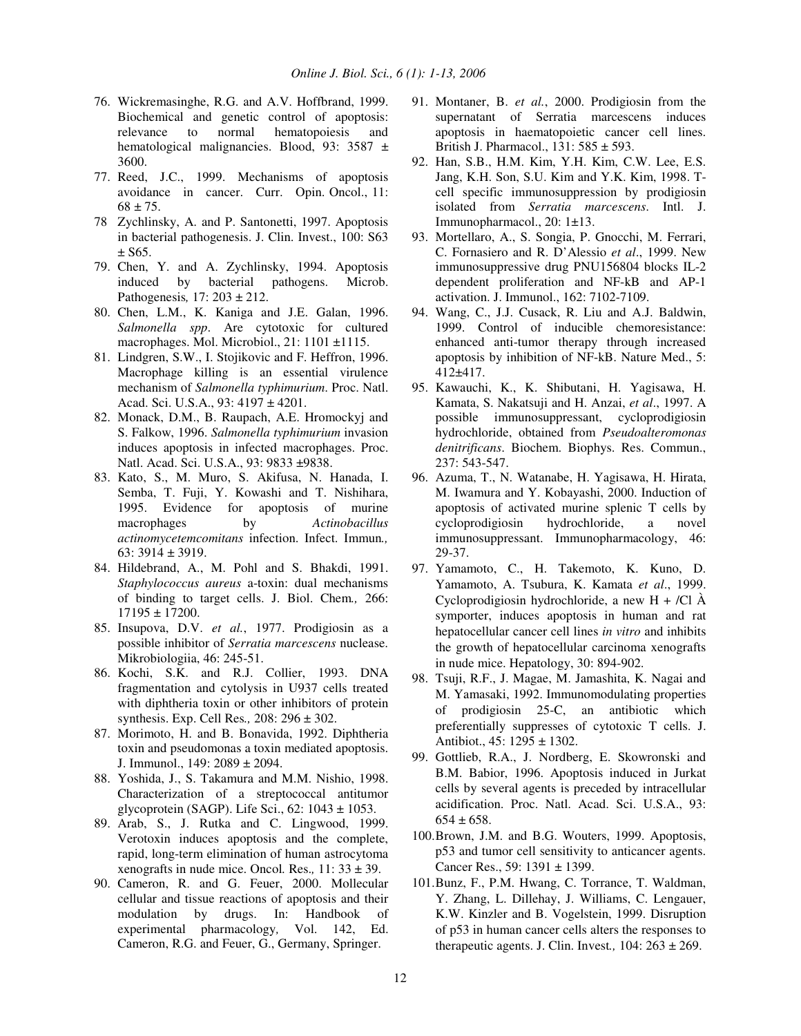76. Wickremasinghe, R.G. and A.V. Hoffbrand, 1999. Biochemical and genetic control of apoptosis: relevance to normal hematopoiesis and hematological malignancies. Blood, 93: 3587 ± 3600.
77. Reed, J.C., 1999. Mechanisms of apoptosis avoidance in cancer. Curr. Opin. Oncol., 11: 68 ± 75.
78 Zychlinsky, A. and P. Santonetti, 1997. Apoptosis in bacterial pathogenesis. J. Clin. Invest., 100: S63 ± S65.
79. Chen, Y. and A. Zychlinsky, 1994. Apoptosis induced by bacterial pathogens. Microb. Pathogenesis*,* 17: 203 ± 212.
80. Chen, L.M., K. Kaniga and J.E. Galan, 1996. *Salmonella spp*. Are cytotoxic for cultured macrophages. Mol. Microbiol., 21: 1101 ±1115.
81. Lindgren, S.W., I. Stojikovic and F. Heffron, 1996. Macrophage killing is an essential virulence mechanism of *Salmonella typhimurium*. Proc. Natl. Acad. Sci. U.S.A., 93: 4197 ± 4201.
82. Monack, D.M., B. Raupach, A.E. Hromockyj and S. Falkow, 1996. *Salmonella typhimurium* invasion induces apoptosis in infected macrophages. Proc. Natl. Acad. Sci. U.S.A., 93: 9833 ±9838.
83. Kato, S., M. Muro, S. Akifusa, N. Hanada, I. Semba, T. Fuji, Y. Kowashi and T. Nishihara, 1995. Evidence for apoptosis of murine macrophages by *Actinobacillus actinomycetemcomitans* infection. Infect. Immun*.,* 63: 3914 ± 3919.
84. Hildebrand, A., M. Pohl and S. Bhakdi, 1991. *Staphylococcus aureus* a-toxin: dual mechanisms of binding to target cells. J. Biol. Chem*.,* 266: 17195 ± 17200.
85. Insupova, D.V. *et al.*, 1977. Prodigiosin as a possible inhibitor of *Serratia marcescens* nuclease. Mikrobiologiia, 46: 245-51.
86. Kochi, S.K. and R.J. Collier, 1993. DNA fragmentation and cytolysis in U937 cells treated with diphtheria toxin or other inhibitors of protein synthesis. Exp. Cell Res*.,* 208: 296 ± 302.
87. Morimoto, H. and B. Bonavida, 1992. Diphtheria toxin and pseudomonas a toxin mediated apoptosis. J. Immunol., 149: 2089 ± 2094.
88. Yoshida, J., S. Takamura and M.M. Nishio, 1998. Characterization of a streptococcal antitumor glycoprotein (SAGP). Life Sci., 62: 1043 ± 1053.
89. Arab, S., J. Rutka and C. Lingwood, 1999. Verotoxin induces apoptosis and the complete, rapid, long-term elimination of human astrocytoma xenografts in nude mice. Oncol*.* Res*.,* 11: 33 ± 39.
90. Cameron, R. and G. Feuer, 2000. Mollecular cellular and tissue reactions of apoptosis and their modulation by drugs. In: Handbook of experimental pharmacology*,* Vol. 142, Ed. Cameron, R.G. and Feuer, G., Germany, Springer.
91. Montaner, B. *et al.*, 2000. Prodigiosin from the supernatant of Serratia marcescens induces apoptosis in haematopoietic cancer cell lines. British J. Pharmacol., 131: 585 ± 593.
92. Han, S.B., H.M. Kim, Y.H. Kim, C.W. Lee, E.S. Jang, K.H. Son, S.U. Kim and Y.K. Kim, 1998. T-cell specific immunosuppression by prodigiosin isolated from *Serratia marcescens*. Intl. J. Immunopharmacol., 20: 1±13.
93. Mortellaro, A., S. Songia, P. Gnocchi, M. Ferrari, C. Fornasiero and R. D'Alessio *et al*., 1999. New immunosuppressive drug PNU156804 blocks IL-2 dependent proliferation and NF-kB and AP-1 activation. J. Immunol., 162: 7102-7109.
94. Wang, C., J.J. Cusack, R. Liu and A.J. Baldwin, 1999. Control of inducible chemoresistance: enhanced anti-tumor therapy through increased apoptosis by inhibition of NF-kB. Nature Med., 5: 412±417.
95. Kawauchi, K., K. Shibutani, H. Yagisawa, H. Kamata, S. Nakatsuji and H. Anzai, *et al*., 1997. A possible immunosuppressant, cycloprodigiosin hydrochloride, obtained from *Pseudoalteromonas denitrificans*. Biochem. Biophys. Res. Commun., 237: 543-547.
96. Azuma, T., N. Watanabe, H. Yagisawa, H. Hirata, M. Iwamura and Y. Kobayashi, 2000. Induction of apoptosis of activated murine splenic T cells by cycloprodigiosin hydrochloride, a novel immunosuppressant. Immunopharmacology, 46: 29-37.
97. Yamamoto, C., H. Takemoto, K. Kuno, D. Yamamoto, A. Tsubura, K. Kamata *et al*., 1999. Cycloprodigiosin hydrochloride, a new H + /Cl À symporter, induces apoptosis in human and rat hepatocellular cancer cell lines *in vitro* and inhibits the growth of hepatocellular carcinoma xenografts in nude mice. Hepatology, 30: 894-902.
98. Tsuji, R.F., J. Magae, M. Jamashita, K. Nagai and M. Yamasaki, 1992. Immunomodulating properties of prodigiosin 25-C, an antibiotic which preferentially suppresses of cytotoxic T cells. J. Antibiot., 45: 1295 ± 1302.
99. Gottlieb, R.A., J. Nordberg, E. Skowronski and B.M. Babior, 1996. Apoptosis induced in Jurkat cells by several agents is preceded by intracellular acidification. Proc. Natl. Acad. Sci. U.S.A., 93: 654 ± 658.
100. Brown, J.M. and B.G. Wouters, 1999. Apoptosis, p53 and tumor cell sensitivity to anticancer agents. Cancer Res., 59: 1391 ± 1399.
101. Bunz, F., P.M. Hwang, C. Torrance, T. Waldman, Y. Zhang, L. Dillehay, J. Williams, C. Lengauer, K.W. Kinzler and B. Vogelstein, 1999. Disruption of p53 in human cancer cells alters the responses to therapeutic agents. J. Clin. Invest*.,* 104: 263 ± 269.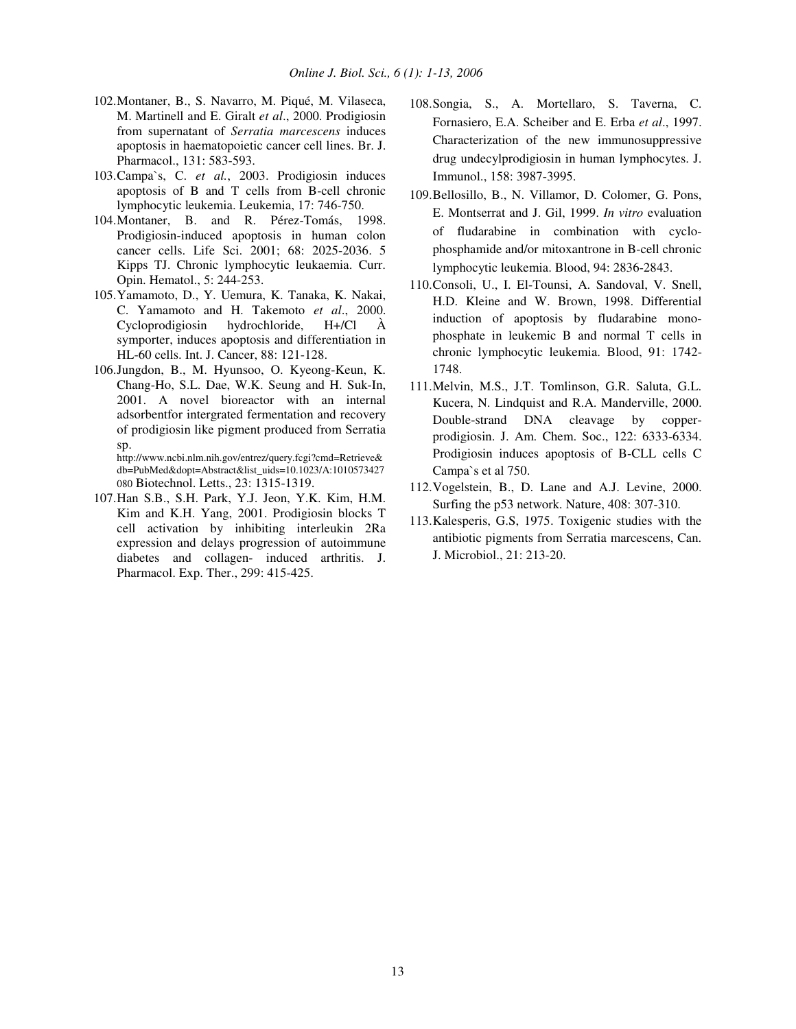102. Montaner, B., S. Navarro, M. Piqué, M. Vilaseca, M. Martinell and E. Giralt *et al*., 2000. Prodigiosin from supernatant of *Serratia marcescens* induces apoptosis in haematopoietic cancer cell lines. Br. J. Pharmacol., 131: 583-593.
103. Campa`s, C. *et al.*, 2003. Prodigiosin induces apoptosis of B and T cells from B-cell chronic lymphocytic leukemia. Leukemia, 17: 746-750.
104. Montaner, B. and R. Pérez-Tomás, 1998. Prodigiosin-induced apoptosis in human colon cancer cells. Life Sci. 2001; 68: 2025-2036. 5 Kipps TJ. Chronic lymphocytic leukaemia. Curr. Opin. Hematol., 5: 244-253.
105. Yamamoto, D., Y. Uemura, K. Tanaka, K. Nakai, C. Yamamoto and H. Takemoto *et al*., 2000. Cycloprodigiosin hydrochloride, H+/Cl À symporter, induces apoptosis and differentiation in HL-60 cells. Int. J. Cancer, 88: 121-128.
106. Jungdon, B., M. Hyunsoo, O. Kyeong-Keun, K. Chang-Ho, S.L. Dae, W.K. Seung and H. Suk-In, 2001. A novel bioreactor with an internal adsorbentfor intergrated fermentation and recovery of prodigiosin like pigment produced from Serratia sp. http://www.ncbi.nlm.nih.gov/entrez/query.fcgi?cmd=Retrieve&db=PubMed&dopt=Abstract&list_uids=10.1023/A:1010573427080 Biotechnol. Letts., 23: 1315-1319.
107. Han S.B., S.H. Park, Y.J. Jeon, Y.K. Kim, H.M. Kim and K.H. Yang, 2001. Prodigiosin blocks T cell activation by inhibiting interleukin 2Ra expression and delays progression of autoimmune diabetes and collagen- induced arthritis. J. Pharmacol. Exp. Ther., 299: 415-425.
108. Songia, S., A. Mortellaro, S. Taverna, C. Fornasiero, E.A. Scheiber and E. Erba *et al*., 1997. Characterization of the new immunosuppressive drug undecylprodigiosin in human lymphocytes. J. Immunol., 158: 3987-3995.
109. Bellosillo, B., N. Villamor, D. Colomer, G. Pons, E. Montserrat and J. Gil, 1999. *In vitro* evaluation of fludarabine in combination with cyclophosphamide and/or mitoxantrone in B-cell chronic lymphocytic leukemia. Blood, 94: 2836-2843.
110. Consoli, U., I. El-Tounsi, A. Sandoval, V. Snell, H.D. Kleine and W. Brown, 1998. Differential induction of apoptosis by fludarabine monophosphate in leukemic B and normal T cells in chronic lymphocytic leukemia. Blood, 91: 1742-1748.
111. Melvin, M.S., J.T. Tomlinson, G.R. Saluta, G.L. Kucera, N. Lindquist and R.A. Manderville, 2000. Double-strand DNA cleavage by copper-prodigiosin. J. Am. Chem. Soc., 122: 6333-6334. Prodigiosin induces apoptosis of B-CLL cells C Campa`s et al 750.
112. Vogelstein, B., D. Lane and A.J. Levine, 2000. Surfing the p53 network. Nature, 408: 307-310.
113. Kalesperis, G.S, 1975. Toxigenic studies with the antibiotic pigments from Serratia marcescens, Can. J. Microbiol., 21: 213-20.